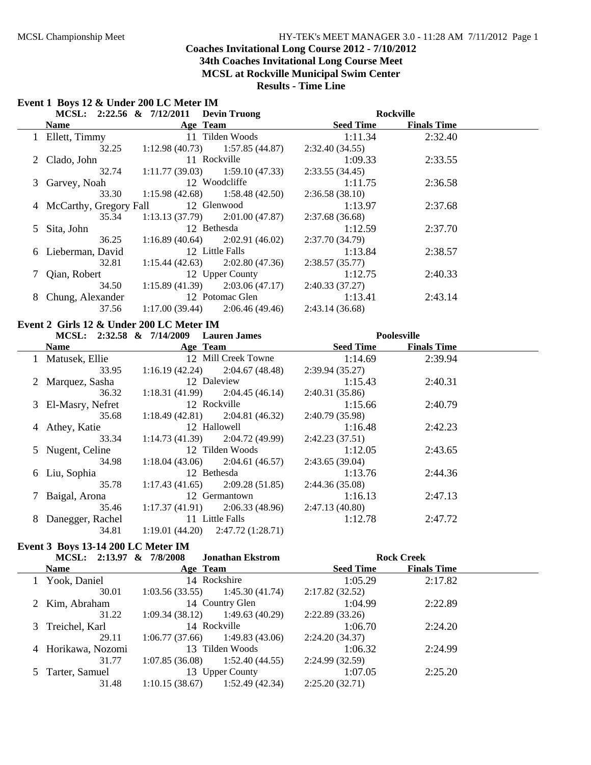# Coaches Invitational Long Course 2012 - 7/10/2012
## 34th Coaches Invitational Long Course Meet
## MCSL at Rockville Municipal Swim Center
## Results - Time Line

### Event 1 Boys 12 & Under 200 LC Meter IM

MCSL: 2:22.56 & 7/12/2011 Devin Truong — Rockville

| | Name | Age | Team | Seed Time | Finals Time |
|---|---|---|---|---|---|
| 1 | Ellett, Timmy | 11 | Tilden Woods | 1:11.34 | 2:32.40 |
| | 32.25 | 1:12.98 (40.73) | 1:57.85 (44.87) | 2:32.40 (34.55) | |
| 2 | Clado, John | 11 | Rockville | 1:09.33 | 2:33.55 |
| | 32.74 | 1:11.77 (39.03) | 1:59.10 (47.33) | 2:33.55 (34.45) | |
| 3 | Garvey, Noah | 12 | Woodcliffe | 1:11.75 | 2:36.58 |
| | 33.30 | 1:15.98 (42.68) | 1:58.48 (42.50) | 2:36.58 (38.10) | |
| 4 | McCarthy, Gregory Fall | 12 | Glenwood | 1:13.97 | 2:37.68 |
| | 35.34 | 1:13.13 (37.79) | 2:01.00 (47.87) | 2:37.68 (36.68) | |
| 5 | Sita, John | 12 | Bethesda | 1:12.59 | 2:37.70 |
| | 36.25 | 1:16.89 (40.64) | 2:02.91 (46.02) | 2:37.70 (34.79) | |
| 6 | Lieberman, David | 12 | Little Falls | 1:13.84 | 2:38.57 |
| | 32.81 | 1:15.44 (42.63) | 2:02.80 (47.36) | 2:38.57 (35.77) | |
| 7 | Qian, Robert | 12 | Upper County | 1:12.75 | 2:40.33 |
| | 34.50 | 1:15.89 (41.39) | 2:03.06 (47.17) | 2:40.33 (37.27) | |
| 8 | Chung, Alexander | 12 | Potomac Glen | 1:13.41 | 2:43.14 |
| | 37.56 | 1:17.00 (39.44) | 2:06.46 (49.46) | 2:43.14 (36.68) | |

### Event 2 Girls 12 & Under 200 LC Meter IM

MCSL: 2:32.58 & 7/14/2009 Lauren James — Poolesville

| | Name | Age | Team | Seed Time | Finals Time |
|---|---|---|---|---|---|
| 1 | Matusek, Ellie | 12 | Mill Creek Towne | 1:14.69 | 2:39.94 |
| | 33.95 | 1:16.19 (42.24) | 2:04.67 (48.48) | 2:39.94 (35.27) | |
| 2 | Marquez, Sasha | 12 | Daleview | 1:15.43 | 2:40.31 |
| | 36.32 | 1:18.31 (41.99) | 2:04.45 (46.14) | 2:40.31 (35.86) | |
| 3 | El-Masry, Nefret | 12 | Rockville | 1:15.66 | 2:40.79 |
| | 35.68 | 1:18.49 (42.81) | 2:04.81 (46.32) | 2:40.79 (35.98) | |
| 4 | Athey, Katie | 12 | Hallowell | 1:16.48 | 2:42.23 |
| | 33.34 | 1:14.73 (41.39) | 2:04.72 (49.99) | 2:42.23 (37.51) | |
| 5 | Nugent, Celine | 12 | Tilden Woods | 1:12.05 | 2:43.65 |
| | 34.98 | 1:18.04 (43.06) | 2:04.61 (46.57) | 2:43.65 (39.04) | |
| 6 | Liu, Sophia | 12 | Bethesda | 1:13.76 | 2:44.36 |
| | 35.78 | 1:17.43 (41.65) | 2:09.28 (51.85) | 2:44.36 (35.08) | |
| 7 | Baigal, Arona | 12 | Germantown | 1:16.13 | 2:47.13 |
| | 35.46 | 1:17.37 (41.91) | 2:06.33 (48.96) | 2:47.13 (40.80) | |
| 8 | Danegger, Rachel | 11 | Little Falls | 1:12.78 | 2:47.72 |
| | 34.81 | 1:19.01 (44.20) | 2:47.72 (1:28.71) | | |

### Event 3 Boys 13-14 200 LC Meter IM

MCSL: 2:13.97 & 7/8/2008 Jonathan Ekstrom — Rock Creek

| | Name | Age | Team | Seed Time | Finals Time |
|---|---|---|---|---|---|
| 1 | Yook, Daniel | 14 | Rockshire | 1:05.29 | 2:17.82 |
| | 30.01 | 1:03.56 (33.55) | 1:45.30 (41.74) | 2:17.82 (32.52) | |
| 2 | Kim, Abraham | 14 | Country Glen | 1:04.99 | 2:22.89 |
| | 31.22 | 1:09.34 (38.12) | 1:49.63 (40.29) | 2:22.89 (33.26) | |
| 3 | Treichel, Karl | 14 | Rockville | 1:06.70 | 2:24.20 |
| | 29.11 | 1:06.77 (37.66) | 1:49.83 (43.06) | 2:24.20 (34.37) | |
| 4 | Horikawa, Nozomi | 13 | Tilden Woods | 1:06.32 | 2:24.99 |
| | 31.77 | 1:07.85 (36.08) | 1:52.40 (44.55) | 2:24.99 (32.59) | |
| 5 | Tarter, Samuel | 13 | Upper County | 1:07.05 | 2:25.20 |
| | 31.48 | 1:10.15 (38.67) | 1:52.49 (42.34) | 2:25.20 (32.71) | |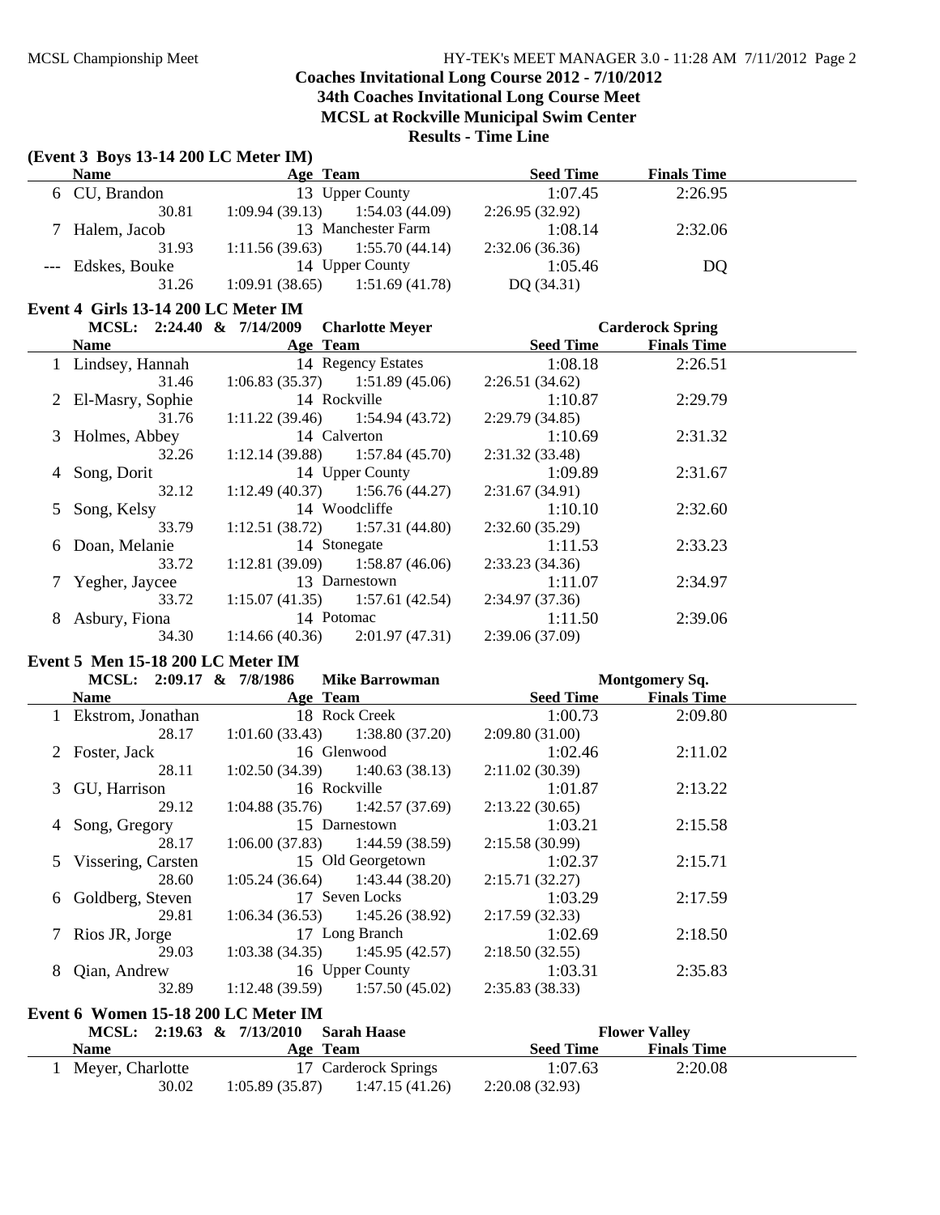**Coaches Invitational Long Course 2012 - 7/10/2012**
**34th Coaches Invitational Long Course Meet**
**MCSL at Rockville Municipal Swim Center**
**Results - Time Line**

### (Event 3 Boys 13-14 200 LC Meter IM)

| | Name | Age | Team | Seed Time | Finals Time |
|---|---|---|---|---|---|
| 6 | CU, Brandon | 13 | Upper County | 1:07.45 | 2:26.95 |
| | 30.81 | 1:09.94 (39.13) | 1:54.03 (44.09) | 2:26.95 (32.92) | |
| 7 | Halem, Jacob | 13 | Manchester Farm | 1:08.14 | 2:32.06 |
| | 31.93 | 1:11.56 (39.63) | 1:55.70 (44.14) | 2:32.06 (36.36) | |
| --- | Edskes, Bouke | 14 | Upper County | 1:05.46 | DQ |
| | 31.26 | 1:09.91 (38.65) | 1:51.69 (41.78) | DQ (34.31) | |

### Event 4 Girls 13-14 200 LC Meter IM

MCSL: 2:24.40 & 7/14/2009 Charlotte Meyer — Carderock Spring

| | Name | Age | Team | Seed Time | Finals Time |
|---|---|---|---|---|---|
| 1 | Lindsey, Hannah | 14 | Regency Estates | 1:08.18 | 2:26.51 |
| | 31.46 | 1:06.83 (35.37) | 1:51.89 (45.06) | 2:26.51 (34.62) | |
| 2 | El-Masry, Sophie | 14 | Rockville | 1:10.87 | 2:29.79 |
| | 31.76 | 1:11.22 (39.46) | 1:54.94 (43.72) | 2:29.79 (34.85) | |
| 3 | Holmes, Abbey | 14 | Calverton | 1:10.69 | 2:31.32 |
| | 32.26 | 1:12.14 (39.88) | 1:57.84 (45.70) | 2:31.32 (33.48) | |
| 4 | Song, Dorit | 14 | Upper County | 1:09.89 | 2:31.67 |
| | 32.12 | 1:12.49 (40.37) | 1:56.76 (44.27) | 2:31.67 (34.91) | |
| 5 | Song, Kelsy | 14 | Woodcliffe | 1:10.10 | 2:32.60 |
| | 33.79 | 1:12.51 (38.72) | 1:57.31 (44.80) | 2:32.60 (35.29) | |
| 6 | Doan, Melanie | 14 | Stonegate | 1:11.53 | 2:33.23 |
| | 33.72 | 1:12.81 (39.09) | 1:58.87 (46.06) | 2:33.23 (34.36) | |
| 7 | Yegher, Jaycee | 13 | Darnestown | 1:11.07 | 2:34.97 |
| | 33.72 | 1:15.07 (41.35) | 1:57.61 (42.54) | 2:34.97 (37.36) | |
| 8 | Asbury, Fiona | 14 | Potomac | 1:11.50 | 2:39.06 |
| | 34.30 | 1:14.66 (40.36) | 2:01.97 (47.31) | 2:39.06 (37.09) | |

### Event 5 Men 15-18 200 LC Meter IM

MCSL: 2:09.17 & 7/8/1986 Mike Barrowman — Montgomery Sq.

| | Name | Age | Team | Seed Time | Finals Time |
|---|---|---|---|---|---|
| 1 | Ekstrom, Jonathan | 18 | Rock Creek | 1:00.73 | 2:09.80 |
| | 28.17 | 1:01.60 (33.43) | 1:38.80 (37.20) | 2:09.80 (31.00) | |
| 2 | Foster, Jack | 16 | Glenwood | 1:02.46 | 2:11.02 |
| | 28.11 | 1:02.50 (34.39) | 1:40.63 (38.13) | 2:11.02 (30.39) | |
| 3 | GU, Harrison | 16 | Rockville | 1:01.87 | 2:13.22 |
| | 29.12 | 1:04.88 (35.76) | 1:42.57 (37.69) | 2:13.22 (30.65) | |
| 4 | Song, Gregory | 15 | Darnestown | 1:03.21 | 2:15.58 |
| | 28.17 | 1:06.00 (37.83) | 1:44.59 (38.59) | 2:15.58 (30.99) | |
| 5 | Vissering, Carsten | 15 | Old Georgetown | 1:02.37 | 2:15.71 |
| | 28.60 | 1:05.24 (36.64) | 1:43.44 (38.20) | 2:15.71 (32.27) | |
| 6 | Goldberg, Steven | 17 | Seven Locks | 1:03.29 | 2:17.59 |
| | 29.81 | 1:06.34 (36.53) | 1:45.26 (38.92) | 2:17.59 (32.33) | |
| 7 | Rios JR, Jorge | 17 | Long Branch | 1:02.69 | 2:18.50 |
| | 29.03 | 1:03.38 (34.35) | 1:45.95 (42.57) | 2:18.50 (32.55) | |
| 8 | Qian, Andrew | 16 | Upper County | 1:03.31 | 2:35.83 |
| | 32.89 | 1:12.48 (39.59) | 1:57.50 (45.02) | 2:35.83 (38.33) | |

### Event 6 Women 15-18 200 LC Meter IM

MCSL: 2:19.63 & 7/13/2010 Sarah Haase — Flower Valley

| | Name | Age | Team | Seed Time | Finals Time |
|---|---|---|---|---|---|
| 1 | Meyer, Charlotte | 17 | Carderock Springs | 1:07.63 | 2:20.08 |
| | 30.02 | 1:05.89 (35.87) | 1:47.15 (41.26) | 2:20.08 (32.93) | |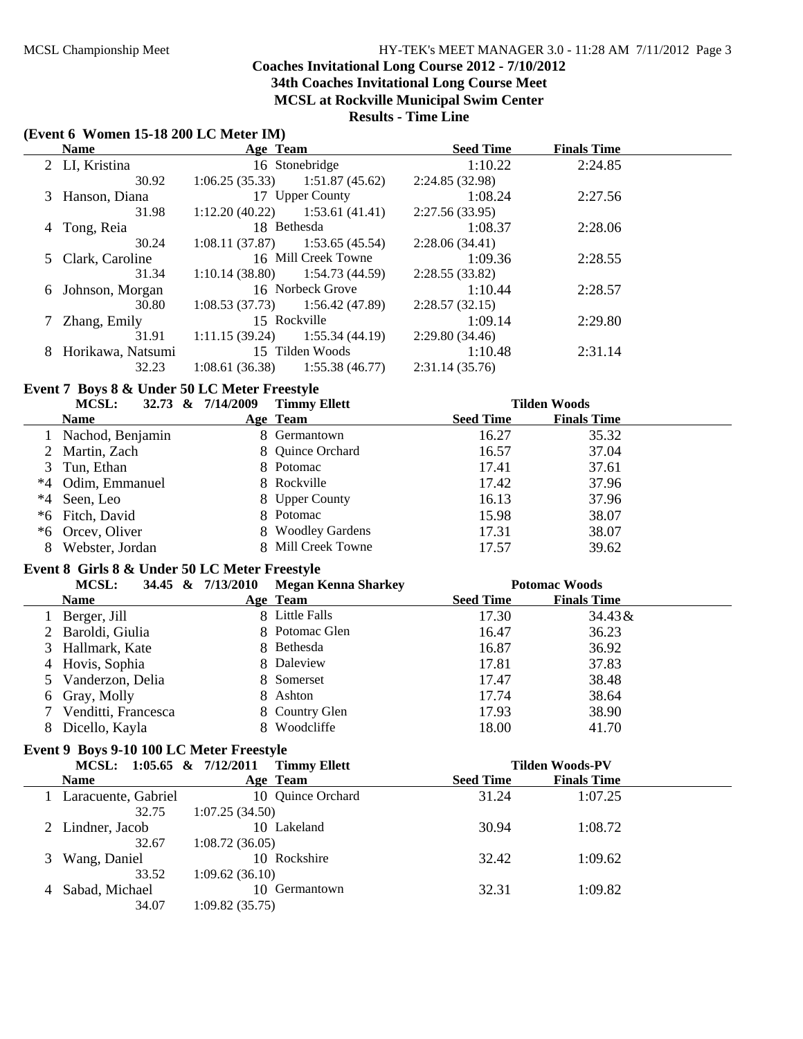## Coaches Invitational Long Course 2012 - 7/10/2012
## 34th Coaches Invitational Long Course Meet
## MCSL at Rockville Municipal Swim Center
## Results - Time Line

### (Event 6 Women 15-18 200 LC Meter IM)

| | Name | Age | Team | Seed Time | Finals Time |
|---|---|---|---|---|---|
| 2 | LI, Kristina | 16 | Stonebridge | 1:10.22 | 2:24.85 |
| | 30.92 | 1:06.25 (35.33) | 1:51.87 (45.62) | 2:24.85 (32.98) | |
| 3 | Hanson, Diana | 17 | Upper County | 1:08.24 | 2:27.56 |
| | 31.98 | 1:12.20 (40.22) | 1:53.61 (41.41) | 2:27.56 (33.95) | |
| 4 | Tong, Reia | 18 | Bethesda | 1:08.37 | 2:28.06 |
| | 30.24 | 1:08.11 (37.87) | 1:53.65 (45.54) | 2:28.06 (34.41) | |
| 5 | Clark, Caroline | 16 | Mill Creek Towne | 1:09.36 | 2:28.55 |
| | 31.34 | 1:10.14 (38.80) | 1:54.73 (44.59) | 2:28.55 (33.82) | |
| 6 | Johnson, Morgan | 16 | Norbeck Grove | 1:10.44 | 2:28.57 |
| | 30.80 | 1:08.53 (37.73) | 1:56.42 (47.89) | 2:28.57 (32.15) | |
| 7 | Zhang, Emily | 15 | Rockville | 1:09.14 | 2:29.80 |
| | 31.91 | 1:11.15 (39.24) | 1:55.34 (44.19) | 2:29.80 (34.46) | |
| 8 | Horikawa, Natsumi | 15 | Tilden Woods | 1:10.48 | 2:31.14 |
| | 32.23 | 1:08.61 (36.38) | 1:55.38 (46.77) | 2:31.14 (35.76) | |

### Event 7 Boys 8 & Under 50 LC Meter Freestyle

MCSL: 32.73 & 7/14/2009 Timmy Ellett — Tilden Woods

| | Name | Age | Team | Seed Time | Finals Time |
|---|---|---|---|---|---|
| 1 | Nachod, Benjamin | 8 | Germantown | 16.27 | 35.32 |
| 2 | Martin, Zach | 8 | Quince Orchard | 16.57 | 37.04 |
| 3 | Tun, Ethan | 8 | Potomac | 17.41 | 37.61 |
| *4 | Odim, Emmanuel | 8 | Rockville | 17.42 | 37.96 |
| *4 | Seen, Leo | 8 | Upper County | 16.13 | 37.96 |
| *6 | Fitch, David | 8 | Potomac | 15.98 | 38.07 |
| *6 | Orcev, Oliver | 8 | Woodley Gardens | 17.31 | 38.07 |
| 8 | Webster, Jordan | 8 | Mill Creek Towne | 17.57 | 39.62 |

### Event 8 Girls 8 & Under 50 LC Meter Freestyle

MCSL: 34.45 & 7/13/2010 Megan Kenna Sharkey — Potomac Woods

| | Name | Age | Team | Seed Time | Finals Time |
|---|---|---|---|---|---|
| 1 | Berger, Jill | 8 | Little Falls | 17.30 | 34.43& |
| 2 | Baroldi, Giulia | 8 | Potomac Glen | 16.47 | 36.23 |
| 3 | Hallmark, Kate | 8 | Bethesda | 16.87 | 36.92 |
| 4 | Hovis, Sophia | 8 | Daleview | 17.81 | 37.83 |
| 5 | Vanderzon, Delia | 8 | Somerset | 17.47 | 38.48 |
| 6 | Gray, Molly | 8 | Ashton | 17.74 | 38.64 |
| 7 | Venditti, Francesca | 8 | Country Glen | 17.93 | 38.90 |
| 8 | Dicello, Kayla | 8 | Woodcliffe | 18.00 | 41.70 |

### Event 9 Boys 9-10 100 LC Meter Freestyle

MCSL: 1:05.65 & 7/12/2011 Timmy Ellett — Tilden Woods-PV

| | Name | Age | Team | Seed Time | Finals Time |
|---|---|---|---|---|---|
| 1 | Laracuente, Gabriel | 10 | Quince Orchard | 31.24 | 1:07.25 |
| | 32.75 | 1:07.25 (34.50) | | | |
| 2 | Lindner, Jacob | 10 | Lakeland | 30.94 | 1:08.72 |
| | 32.67 | 1:08.72 (36.05) | | | |
| 3 | Wang, Daniel | 10 | Rockshire | 32.42 | 1:09.62 |
| | 33.52 | 1:09.62 (36.10) | | | |
| 4 | Sabad, Michael | 10 | Germantown | 32.31 | 1:09.82 |
| | 34.07 | 1:09.82 (35.75) | | | |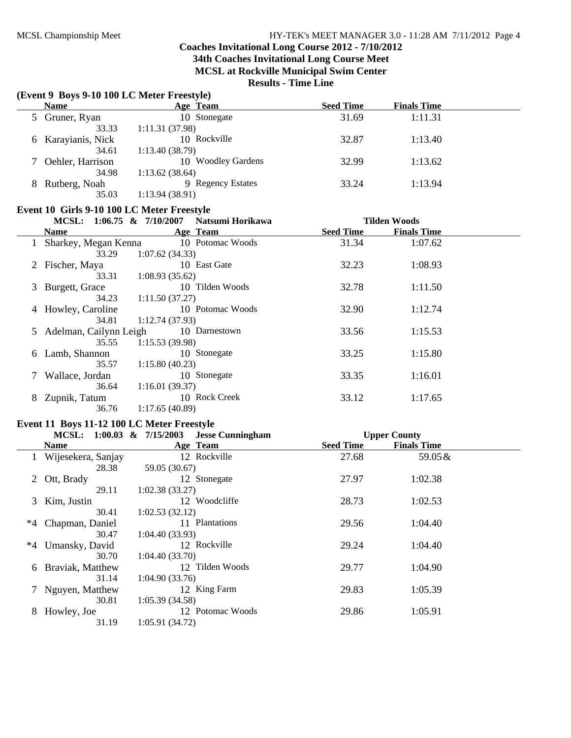# Coaches Invitational Long Course 2012 - 7/10/2012
## 34th Coaches Invitational Long Course Meet
## MCSL at Rockville Municipal Swim Center
## Results - Time Line

### (Event 9 Boys 9-10 100 LC Meter Freestyle)

| | Name | Age | Team | Seed Time | Finals Time |
|---|---|---|---|---|---|
| 5 | Gruner, Ryan | 10 | Stonegate | 31.69 | 1:11.31 |
| | 33.33 | 1:11.31 (37.98) | | | |
| 6 | Karayianis, Nick | 10 | Rockville | 32.87 | 1:13.40 |
| | 34.61 | 1:13.40 (38.79) | | | |
| 7 | Oehler, Harrison | 10 | Woodley Gardens | 32.99 | 1:13.62 |
| | 34.98 | 1:13.62 (38.64) | | | |
| 8 | Rutberg, Noah | 9 | Regency Estates | 33.24 | 1:13.94 |
| | 35.03 | 1:13.94 (38.91) | | | |

### Event 10 Girls 9-10 100 LC Meter Freestyle

MCSL: 1:06.75 & 7/10/2007 Natsumi Horikawa — Tilden Woods

| | Name | Age | Team | Seed Time | Finals Time |
|---|---|---|---|---|---|
| 1 | Sharkey, Megan Kenna | 10 | Potomac Woods | 31.34 | 1:07.62 |
| | 33.29 | 1:07.62 (34.33) | | | |
| 2 | Fischer, Maya | 10 | East Gate | 32.23 | 1:08.93 |
| | 33.31 | 1:08.93 (35.62) | | | |
| 3 | Burgett, Grace | 10 | Tilden Woods | 32.78 | 1:11.50 |
| | 34.23 | 1:11.50 (37.27) | | | |
| 4 | Howley, Caroline | 10 | Potomac Woods | 32.90 | 1:12.74 |
| | 34.81 | 1:12.74 (37.93) | | | |
| 5 | Adelman, Cailynn Leigh | 10 | Darnestown | 33.56 | 1:15.53 |
| | 35.55 | 1:15.53 (39.98) | | | |
| 6 | Lamb, Shannon | 10 | Stonegate | 33.25 | 1:15.80 |
| | 35.57 | 1:15.80 (40.23) | | | |
| 7 | Wallace, Jordan | 10 | Stonegate | 33.35 | 1:16.01 |
| | 36.64 | 1:16.01 (39.37) | | | |
| 8 | Zupnik, Tatum | 10 | Rock Creek | 33.12 | 1:17.65 |
| | 36.76 | 1:17.65 (40.89) | | | |

### Event 11 Boys 11-12 100 LC Meter Freestyle

MCSL: 1:00.03 & 7/15/2003 Jesse Cunningham — Upper County

| | Name | Age | Team | Seed Time | Finals Time |
|---|---|---|---|---|---|
| 1 | Wijesekera, Sanjay | 12 | Rockville | 27.68 | 59.05& |
| | 28.38 | 59.05 (30.67) | | | |
| 2 | Ott, Brady | 12 | Stonegate | 27.97 | 1:02.38 |
| | 29.11 | 1:02.38 (33.27) | | | |
| 3 | Kim, Justin | 12 | Woodcliffe | 28.73 | 1:02.53 |
| | 30.41 | 1:02.53 (32.12) | | | |
| *4 | Chapman, Daniel | 11 | Plantations | 29.56 | 1:04.40 |
| | 30.47 | 1:04.40 (33.93) | | | |
| *4 | Umansky, David | 12 | Rockville | 29.24 | 1:04.40 |
| | 30.70 | 1:04.40 (33.70) | | | |
| 6 | Braviak, Matthew | 12 | Tilden Woods | 29.77 | 1:04.90 |
| | 31.14 | 1:04.90 (33.76) | | | |
| 7 | Nguyen, Matthew | 12 | King Farm | 29.83 | 1:05.39 |
| | 30.81 | 1:05.39 (34.58) | | | |
| 8 | Howley, Joe | 12 | Potomac Woods | 29.86 | 1:05.91 |
| | 31.19 | 1:05.91 (34.72) | | | |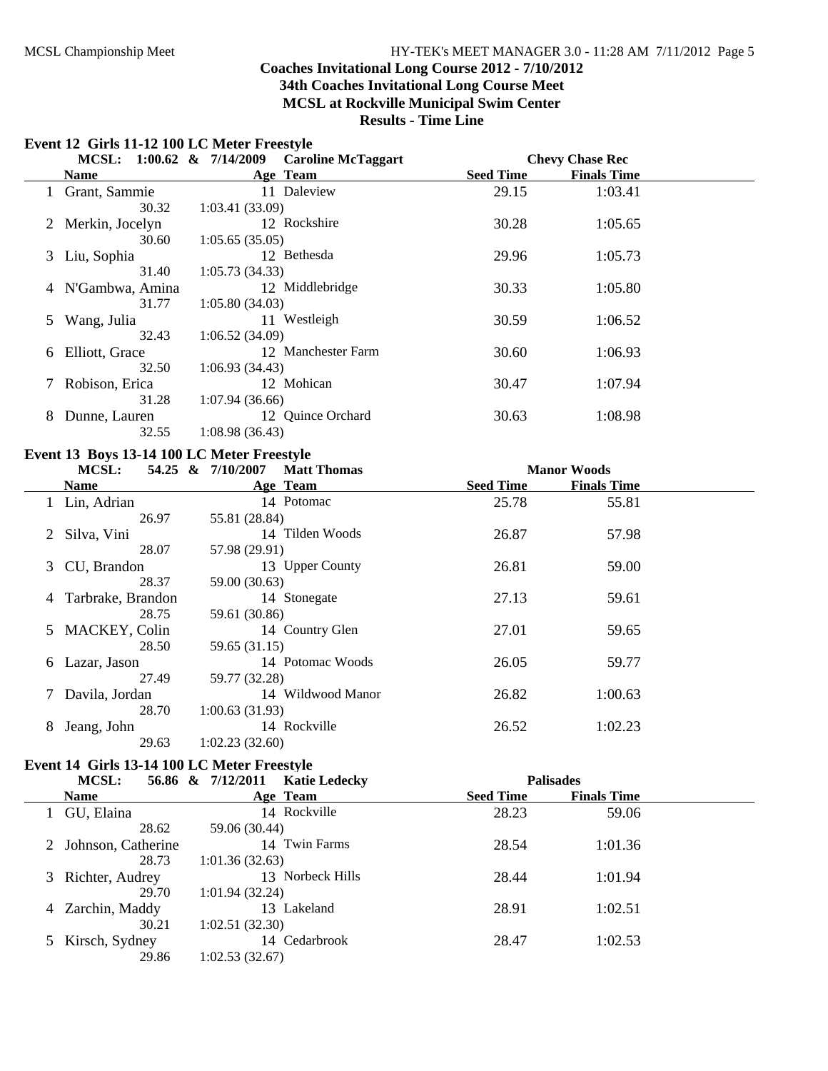## Coaches Invitational Long Course 2012 - 7/10/2012
## 34th Coaches Invitational Long Course Meet
## MCSL at Rockville Municipal Swim Center
## Results - Time Line

### Event 12 Girls 11-12 100 LC Meter Freestyle

MCSL: 1:00.62 & 7/14/2009 Caroline McTaggart — Chevy Chase Rec

| | Name | Age | Team | Seed Time | Finals Time |
|---|---|---|---|---|---|
| 1 | Grant, Sammie | 11 | Daleview | 29.15 | 1:03.41 |
| | 30.32 | 1:03.41 (33.09) | | | |
| 2 | Merkin, Jocelyn | 12 | Rockshire | 30.28 | 1:05.65 |
| | 30.60 | 1:05.65 (35.05) | | | |
| 3 | Liu, Sophia | 12 | Bethesda | 29.96 | 1:05.73 |
| | 31.40 | 1:05.73 (34.33) | | | |
| 4 | N'Gambwa, Amina | 12 | Middlebridge | 30.33 | 1:05.80 |
| | 31.77 | 1:05.80 (34.03) | | | |
| 5 | Wang, Julia | 11 | Westleigh | 30.59 | 1:06.52 |
| | 32.43 | 1:06.52 (34.09) | | | |
| 6 | Elliott, Grace | 12 | Manchester Farm | 30.60 | 1:06.93 |
| | 32.50 | 1:06.93 (34.43) | | | |
| 7 | Robison, Erica | 12 | Mohican | 30.47 | 1:07.94 |
| | 31.28 | 1:07.94 (36.66) | | | |
| 8 | Dunne, Lauren | 12 | Quince Orchard | 30.63 | 1:08.98 |
| | 32.55 | 1:08.98 (36.43) | | | |

### Event 13 Boys 13-14 100 LC Meter Freestyle

MCSL: 54.25 & 7/10/2007 Matt Thomas — Manor Woods

| | Name | Age | Team | Seed Time | Finals Time |
|---|---|---|---|---|---|
| 1 | Lin, Adrian | 14 | Potomac | 25.78 | 55.81 |
| | 26.97 | 55.81 (28.84) | | | |
| 2 | Silva, Vini | 14 | Tilden Woods | 26.87 | 57.98 |
| | 28.07 | 57.98 (29.91) | | | |
| 3 | CU, Brandon | 13 | Upper County | 26.81 | 59.00 |
| | 28.37 | 59.00 (30.63) | | | |
| 4 | Tarbrake, Brandon | 14 | Stonegate | 27.13 | 59.61 |
| | 28.75 | 59.61 (30.86) | | | |
| 5 | MACKEY, Colin | 14 | Country Glen | 27.01 | 59.65 |
| | 28.50 | 59.65 (31.15) | | | |
| 6 | Lazar, Jason | 14 | Potomac Woods | 26.05 | 59.77 |
| | 27.49 | 59.77 (32.28) | | | |
| 7 | Davila, Jordan | 14 | Wildwood Manor | 26.82 | 1:00.63 |
| | 28.70 | 1:00.63 (31.93) | | | |
| 8 | Jeang, John | 14 | Rockville | 26.52 | 1:02.23 |
| | 29.63 | 1:02.23 (32.60) | | | |

### Event 14 Girls 13-14 100 LC Meter Freestyle

MCSL: 56.86 & 7/12/2011 Katie Ledecky — Palisades

| | Name | Age | Team | Seed Time | Finals Time |
|---|---|---|---|---|---|
| 1 | GU, Elaina | 14 | Rockville | 28.23 | 59.06 |
| | 28.62 | 59.06 (30.44) | | | |
| 2 | Johnson, Catherine | 14 | Twin Farms | 28.54 | 1:01.36 |
| | 28.73 | 1:01.36 (32.63) | | | |
| 3 | Richter, Audrey | 13 | Norbeck Hills | 28.44 | 1:01.94 |
| | 29.70 | 1:01.94 (32.24) | | | |
| 4 | Zarchin, Maddy | 13 | Lakeland | 28.91 | 1:02.51 |
| | 30.21 | 1:02.51 (32.30) | | | |
| 5 | Kirsch, Sydney | 14 | Cedarbrook | 28.47 | 1:02.53 |
| | 29.86 | 1:02.53 (32.67) | | | |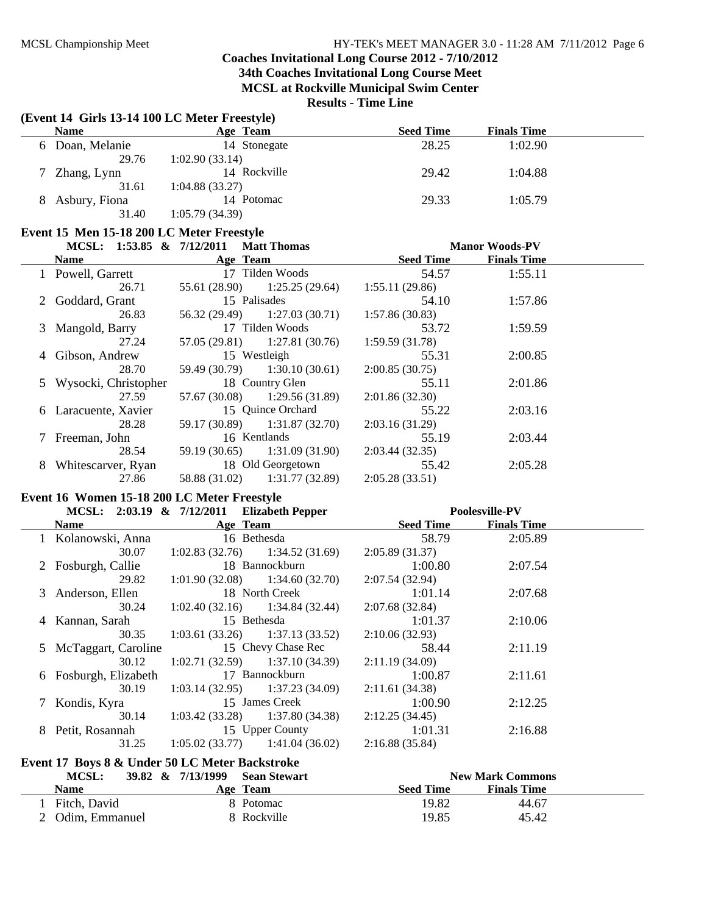# Coaches Invitational Long Course 2012 - 7/10/2012

## 34th Coaches Invitational Long Course Meet

## MCSL at Rockville Municipal Swim Center

## Results - Time Line

### (Event 14 Girls 13-14 100 LC Meter Freestyle)

| | Name | Age | Team | Seed Time | Finals Time |
|---|---|---|---|---|---|
| 6 | Doan, Melanie | 14 | Stonegate | 28.25 | 1:02.90 |
| | 29.76 | 1:02.90 (33.14) | | | |
| 7 | Zhang, Lynn | 14 | Rockville | 29.42 | 1:04.88 |
| | 31.61 | 1:04.88 (33.27) | | | |
| 8 | Asbury, Fiona | 14 | Potomac | 29.33 | 1:05.79 |
| | 31.40 | 1:05.79 (34.39) | | | |

### Event 15 Men 15-18 200 LC Meter Freestyle

MCSL: 1:53.85 & 7/12/2011 Matt Thomas — Manor Woods-PV

| | Name | Age | Team | | Seed Time | Finals Time |
|---|---|---|---|---|---|---|
| 1 | Powell, Garrett | 17 | Tilden Woods | | 54.57 | 1:55.11 |
| | 26.71 | 55.61 (28.90) | 1:25.25 (29.64) | 1:55.11 (29.86) | | |
| 2 | Goddard, Grant | 15 | Palisades | | 54.10 | 1:57.86 |
| | 26.83 | 56.32 (29.49) | 1:27.03 (30.71) | 1:57.86 (30.83) | | |
| 3 | Mangold, Barry | 17 | Tilden Woods | | 53.72 | 1:59.59 |
| | 27.24 | 57.05 (29.81) | 1:27.81 (30.76) | 1:59.59 (31.78) | | |
| 4 | Gibson, Andrew | 15 | Westleigh | | 55.31 | 2:00.85 |
| | 28.70 | 59.49 (30.79) | 1:30.10 (30.61) | 2:00.85 (30.75) | | |
| 5 | Wysocki, Christopher | 18 | Country Glen | | 55.11 | 2:01.86 |
| | 27.59 | 57.67 (30.08) | 1:29.56 (31.89) | 2:01.86 (32.30) | | |
| 6 | Laracuente, Xavier | 15 | Quince Orchard | | 55.22 | 2:03.16 |
| | 28.28 | 59.17 (30.89) | 1:31.87 (32.70) | 2:03.16 (31.29) | | |
| 7 | Freeman, John | 16 | Kentlands | | 55.19 | 2:03.44 |
| | 28.54 | 59.19 (30.65) | 1:31.09 (31.90) | 2:03.44 (32.35) | | |
| 8 | Whitescarver, Ryan | 18 | Old Georgetown | | 55.42 | 2:05.28 |
| | 27.86 | 58.88 (31.02) | 1:31.77 (32.89) | 2:05.28 (33.51) | | |

### Event 16 Women 15-18 200 LC Meter Freestyle

MCSL: 2:03.19 & 7/12/2011 Elizabeth Pepper — Poolesville-PV

| | Name | Age | Team | | Seed Time | Finals Time |
|---|---|---|---|---|---|---|
| 1 | Kolanowski, Anna | 16 | Bethesda | | 58.79 | 2:05.89 |
| | 30.07 | 1:02.83 (32.76) | 1:34.52 (31.69) | 2:05.89 (31.37) | | |
| 2 | Fosburgh, Callie | 18 | Bannockburn | | 1:00.80 | 2:07.54 |
| | 29.82 | 1:01.90 (32.08) | 1:34.60 (32.70) | 2:07.54 (32.94) | | |
| 3 | Anderson, Ellen | 18 | North Creek | | 1:01.14 | 2:07.68 |
| | 30.24 | 1:02.40 (32.16) | 1:34.84 (32.44) | 2:07.68 (32.84) | | |
| 4 | Kannan, Sarah | 15 | Bethesda | | 1:01.37 | 2:10.06 |
| | 30.35 | 1:03.61 (33.26) | 1:37.13 (33.52) | 2:10.06 (32.93) | | |
| 5 | McTaggart, Caroline | 15 | Chevy Chase Rec | | 58.44 | 2:11.19 |
| | 30.12 | 1:02.71 (32.59) | 1:37.10 (34.39) | 2:11.19 (34.09) | | |
| 6 | Fosburgh, Elizabeth | 17 | Bannockburn | | 1:00.87 | 2:11.61 |
| | 30.19 | 1:03.14 (32.95) | 1:37.23 (34.09) | 2:11.61 (34.38) | | |
| 7 | Kondis, Kyra | 15 | James Creek | | 1:00.90 | 2:12.25 |
| | 30.14 | 1:03.42 (33.28) | 1:37.80 (34.38) | 2:12.25 (34.45) | | |
| 8 | Petit, Rosannah | 15 | Upper County | | 1:01.31 | 2:16.88 |
| | 31.25 | 1:05.02 (33.77) | 1:41.04 (36.02) | 2:16.88 (35.84) | | |

### Event 17 Boys 8 & Under 50 LC Meter Backstroke

MCSL: 39.82 & 7/13/1999 Sean Stewart — New Mark Commons

| | Name | Age | Team | Seed Time | Finals Time |
|---|---|---|---|---|---|
| 1 | Fitch, David | 8 | Potomac | 19.82 | 44.67 |
| 2 | Odim, Emmanuel | 8 | Rockville | 19.85 | 45.42 |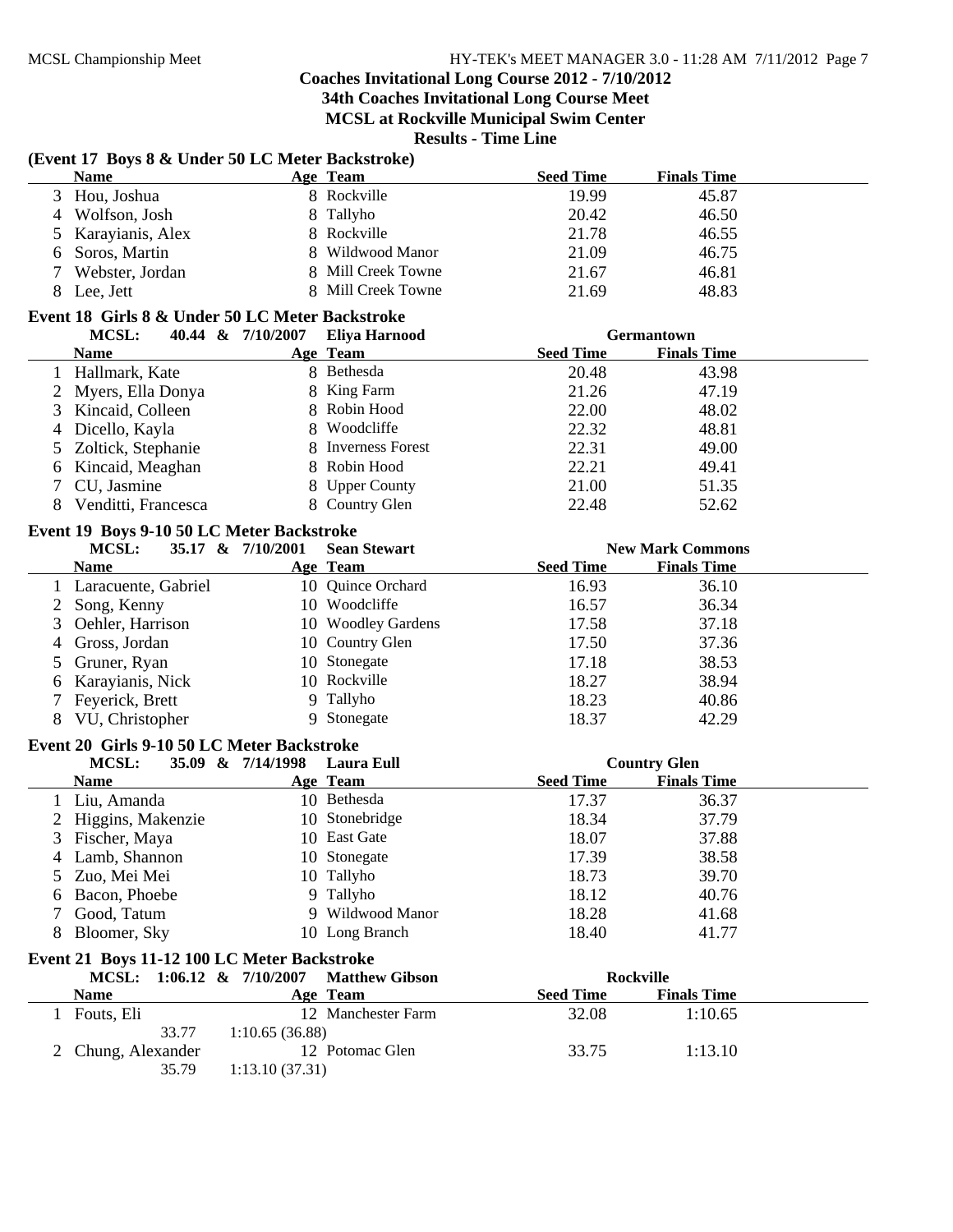# Coaches Invitational Long Course 2012 - 7/10/2012

## 34th Coaches Invitational Long Course Meet

## MCSL at Rockville Municipal Swim Center

## Results - Time Line

### (Event 17 Boys 8 & Under 50 LC Meter Backstroke)

| | Name | Age | Team | Seed Time | Finals Time |
|---|---|---|---|---|---|
| 3 | Hou, Joshua | 8 | Rockville | 19.99 | 45.87 |
| 4 | Wolfson, Josh | 8 | Tallyho | 20.42 | 46.50 |
| 5 | Karayianis, Alex | 8 | Rockville | 21.78 | 46.55 |
| 6 | Soros, Martin | 8 | Wildwood Manor | 21.09 | 46.75 |
| 7 | Webster, Jordan | 8 | Mill Creek Towne | 21.67 | 46.81 |
| 8 | Lee, Jett | 8 | Mill Creek Towne | 21.69 | 48.83 |

### Event 18 Girls 8 & Under 50 LC Meter Backstroke

MCSL: 40.44 & 7/10/2007 Eliya Harnood Germantown

| | Name | Age | Team | Seed Time | Finals Time |
|---|---|---|---|---|---|
| 1 | Hallmark, Kate | 8 | Bethesda | 20.48 | 43.98 |
| 2 | Myers, Ella Donya | 8 | King Farm | 21.26 | 47.19 |
| 3 | Kincaid, Colleen | 8 | Robin Hood | 22.00 | 48.02 |
| 4 | Dicello, Kayla | 8 | Woodcliffe | 22.32 | 48.81 |
| 5 | Zoltick, Stephanie | 8 | Inverness Forest | 22.31 | 49.00 |
| 6 | Kincaid, Meaghan | 8 | Robin Hood | 22.21 | 49.41 |
| 7 | CU, Jasmine | 8 | Upper County | 21.00 | 51.35 |
| 8 | Venditti, Francesca | 8 | Country Glen | 22.48 | 52.62 |

### Event 19 Boys 9-10 50 LC Meter Backstroke

MCSL: 35.17 & 7/10/2001 Sean Stewart New Mark Commons

| | Name | Age | Team | Seed Time | Finals Time |
|---|---|---|---|---|---|
| 1 | Laracuente, Gabriel | 10 | Quince Orchard | 16.93 | 36.10 |
| 2 | Song, Kenny | 10 | Woodcliffe | 16.57 | 36.34 |
| 3 | Oehler, Harrison | 10 | Woodley Gardens | 17.58 | 37.18 |
| 4 | Gross, Jordan | 10 | Country Glen | 17.50 | 37.36 |
| 5 | Gruner, Ryan | 10 | Stonegate | 17.18 | 38.53 |
| 6 | Karayianis, Nick | 10 | Rockville | 18.27 | 38.94 |
| 7 | Feyerick, Brett | 9 | Tallyho | 18.23 | 40.86 |
| 8 | VU, Christopher | 9 | Stonegate | 18.37 | 42.29 |

### Event 20 Girls 9-10 50 LC Meter Backstroke

MCSL: 35.09 & 7/14/1998 Laura Eull Country Glen

| | Name | Age | Team | Seed Time | Finals Time |
|---|---|---|---|---|---|
| 1 | Liu, Amanda | 10 | Bethesda | 17.37 | 36.37 |
| 2 | Higgins, Makenzie | 10 | Stonebridge | 18.34 | 37.79 |
| 3 | Fischer, Maya | 10 | East Gate | 18.07 | 37.88 |
| 4 | Lamb, Shannon | 10 | Stonegate | 17.39 | 38.58 |
| 5 | Zuo, Mei Mei | 10 | Tallyho | 18.73 | 39.70 |
| 6 | Bacon, Phoebe | 9 | Tallyho | 18.12 | 40.76 |
| 7 | Good, Tatum | 9 | Wildwood Manor | 18.28 | 41.68 |
| 8 | Bloomer, Sky | 10 | Long Branch | 18.40 | 41.77 |

### Event 21 Boys 11-12 100 LC Meter Backstroke

MCSL: 1:06.12 & 7/10/2007 Matthew Gibson Rockville

| | Name | Age | Team | Seed Time | Finals Time |
|---|---|---|---|---|---|
| 1 | Fouts, Eli | 12 | Manchester Farm | 32.08 | 1:10.65 |
| | 33.77 | 1:10.65 (36.88) | | | |
| 2 | Chung, Alexander | 12 | Potomac Glen | 33.75 | 1:13.10 |
| | 35.79 | 1:13.10 (37.31) | | | |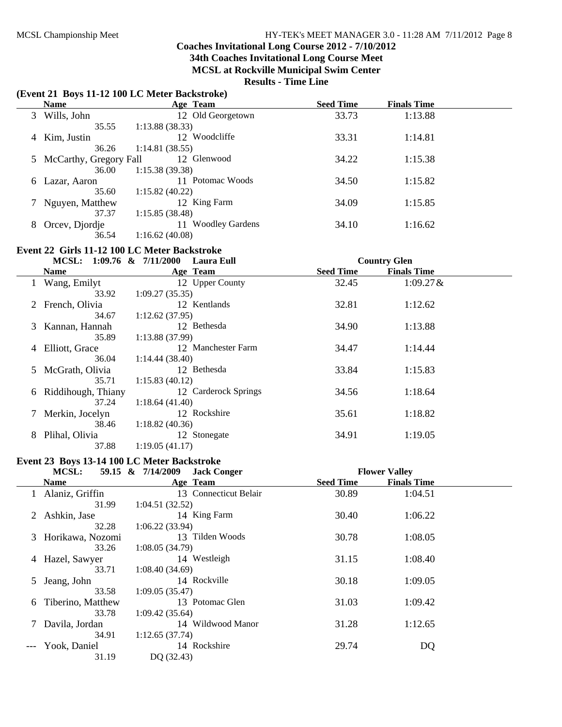**Coaches Invitational Long Course 2012 - 7/10/2012**
**34th Coaches Invitational Long Course Meet**
**MCSL at Rockville Municipal Swim Center**
**Results - Time Line**

### (Event 21 Boys 11-12 100 LC Meter Backstroke)

| | Name | Age | Team | Seed Time | Finals Time |
|---|---|---|---|---|---|
| 3 | Wills, John | 12 | Old Georgetown | 33.73 | 1:13.88 |
| | 35.55 | 1:13.88 (38.33) | | | |
| 4 | Kim, Justin | 12 | Woodcliffe | 33.31 | 1:14.81 |
| | 36.26 | 1:14.81 (38.55) | | | |
| 5 | McCarthy, Gregory Fall | 12 | Glenwood | 34.22 | 1:15.38 |
| | 36.00 | 1:15.38 (39.38) | | | |
| 6 | Lazar, Aaron | 11 | Potomac Woods | 34.50 | 1:15.82 |
| | 35.60 | 1:15.82 (40.22) | | | |
| 7 | Nguyen, Matthew | 12 | King Farm | 34.09 | 1:15.85 |
| | 37.37 | 1:15.85 (38.48) | | | |
| 8 | Orcev, Djordje | 11 | Woodley Gardens | 34.10 | 1:16.62 |
| | 36.54 | 1:16.62 (40.08) | | | |

### Event 22 Girls 11-12 100 LC Meter Backstroke

**MCSL: 1:09.76 & 7/11/2000 Laura Eull — Country Glen**

| | Name | Age | Team | Seed Time | Finals Time |
|---|---|---|---|---|---|
| 1 | Wang, Emilyt | 12 | Upper County | 32.45 | 1:09.27& |
| | 33.92 | 1:09.27 (35.35) | | | |
| 2 | French, Olivia | 12 | Kentlands | 32.81 | 1:12.62 |
| | 34.67 | 1:12.62 (37.95) | | | |
| 3 | Kannan, Hannah | 12 | Bethesda | 34.90 | 1:13.88 |
| | 35.89 | 1:13.88 (37.99) | | | |
| 4 | Elliott, Grace | 12 | Manchester Farm | 34.47 | 1:14.44 |
| | 36.04 | 1:14.44 (38.40) | | | |
| 5 | McGrath, Olivia | 12 | Bethesda | 33.84 | 1:15.83 |
| | 35.71 | 1:15.83 (40.12) | | | |
| 6 | Riddihough, Thiany | 12 | Carderock Springs | 34.56 | 1:18.64 |
| | 37.24 | 1:18.64 (41.40) | | | |
| 7 | Merkin, Jocelyn | 12 | Rockshire | 35.61 | 1:18.82 |
| | 38.46 | 1:18.82 (40.36) | | | |
| 8 | Plihal, Olivia | 12 | Stonegate | 34.91 | 1:19.05 |
| | 37.88 | 1:19.05 (41.17) | | | |

### Event 23 Boys 13-14 100 LC Meter Backstroke

**MCSL: 59.15 & 7/14/2009 Jack Conger — Flower Valley**

| | Name | Age | Team | Seed Time | Finals Time |
|---|---|---|---|---|---|
| 1 | Alaniz, Griffin | 13 | Connecticut Belair | 30.89 | 1:04.51 |
| | 31.99 | 1:04.51 (32.52) | | | |
| 2 | Ashkin, Jase | 14 | King Farm | 30.40 | 1:06.22 |
| | 32.28 | 1:06.22 (33.94) | | | |
| 3 | Horikawa, Nozomi | 13 | Tilden Woods | 30.78 | 1:08.05 |
| | 33.26 | 1:08.05 (34.79) | | | |
| 4 | Hazel, Sawyer | 14 | Westleigh | 31.15 | 1:08.40 |
| | 33.71 | 1:08.40 (34.69) | | | |
| 5 | Jeang, John | 14 | Rockville | 30.18 | 1:09.05 |
| | 33.58 | 1:09.05 (35.47) | | | |
| 6 | Tiberino, Matthew | 13 | Potomac Glen | 31.03 | 1:09.42 |
| | 33.78 | 1:09.42 (35.64) | | | |
| 7 | Davila, Jordan | 14 | Wildwood Manor | 31.28 | 1:12.65 |
| | 34.91 | 1:12.65 (37.74) | | | |
| --- | Yook, Daniel | 14 | Rockshire | 29.74 | DQ |
| | 31.19 | DQ (32.43) | | | |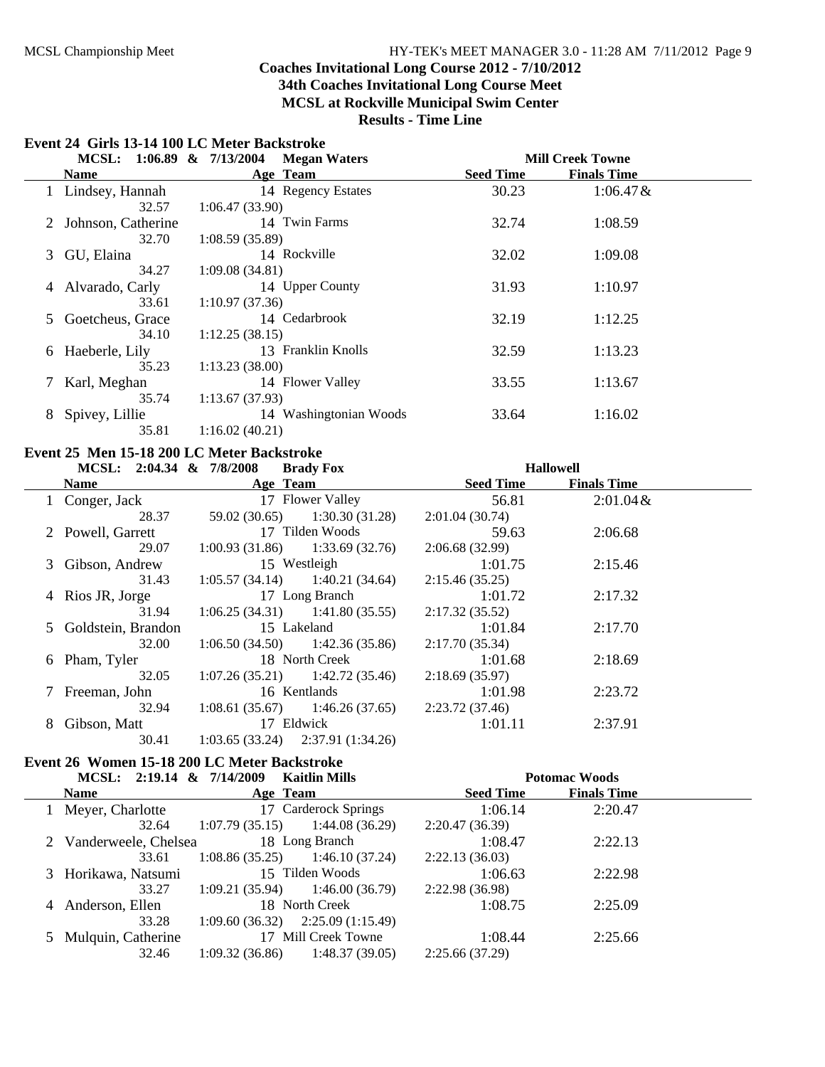# Coaches Invitational Long Course 2012 - 7/10/2012
## 34th Coaches Invitational Long Course Meet
## MCSL at Rockville Municipal Swim Center
## Results - Time Line

### Event 24 Girls 13-14 100 LC Meter Backstroke

MCSL: 1:06.89 & 7/13/2004 Megan Waters — Mill Creek Towne

| | Name | Age | Team | Seed Time | Finals Time |
|---|---|---|---|---|---|
| 1 | Lindsey, Hannah | 14 | Regency Estates | 30.23 | 1:06.47& |
| | 32.57 | 1:06.47 (33.90) | | | |
| 2 | Johnson, Catherine | 14 | Twin Farms | 32.74 | 1:08.59 |
| | 32.70 | 1:08.59 (35.89) | | | |
| 3 | GU, Elaina | 14 | Rockville | 32.02 | 1:09.08 |
| | 34.27 | 1:09.08 (34.81) | | | |
| 4 | Alvarado, Carly | 14 | Upper County | 31.93 | 1:10.97 |
| | 33.61 | 1:10.97 (37.36) | | | |
| 5 | Goetcheus, Grace | 14 | Cedarbrook | 32.19 | 1:12.25 |
| | 34.10 | 1:12.25 (38.15) | | | |
| 6 | Haeberle, Lily | 13 | Franklin Knolls | 32.59 | 1:13.23 |
| | 35.23 | 1:13.23 (38.00) | | | |
| 7 | Karl, Meghan | 14 | Flower Valley | 33.55 | 1:13.67 |
| | 35.74 | 1:13.67 (37.93) | | | |
| 8 | Spivey, Lillie | 14 | Washingtonian Woods | 33.64 | 1:16.02 |
| | 35.81 | 1:16.02 (40.21) | | | |

### Event 25 Men 15-18 200 LC Meter Backstroke

MCSL: 2:04.34 & 7/8/2008 Brady Fox — Hallowell

| | Name | Age | Team | Seed Time | Finals Time |
|---|---|---|---|---|---|
| 1 | Conger, Jack | 17 | Flower Valley | 56.81 | 2:01.04& |
| | 28.37 | 59.02 (30.65) | 1:30.30 (31.28) | 2:01.04 (30.74) | |
| 2 | Powell, Garrett | 17 | Tilden Woods | 59.63 | 2:06.68 |
| | 29.07 | 1:00.93 (31.86) | 1:33.69 (32.76) | 2:06.68 (32.99) | |
| 3 | Gibson, Andrew | 15 | Westleigh | 1:01.75 | 2:15.46 |
| | 31.43 | 1:05.57 (34.14) | 1:40.21 (34.64) | 2:15.46 (35.25) | |
| 4 | Rios JR, Jorge | 17 | Long Branch | 1:01.72 | 2:17.32 |
| | 31.94 | 1:06.25 (34.31) | 1:41.80 (35.55) | 2:17.32 (35.52) | |
| 5 | Goldstein, Brandon | 15 | Lakeland | 1:01.84 | 2:17.70 |
| | 32.00 | 1:06.50 (34.50) | 1:42.36 (35.86) | 2:17.70 (35.34) | |
| 6 | Pham, Tyler | 18 | North Creek | 1:01.68 | 2:18.69 |
| | 32.05 | 1:07.26 (35.21) | 1:42.72 (35.46) | 2:18.69 (35.97) | |
| 7 | Freeman, John | 16 | Kentlands | 1:01.98 | 2:23.72 |
| | 32.94 | 1:08.61 (35.67) | 1:46.26 (37.65) | 2:23.72 (37.46) | |
| 8 | Gibson, Matt | 17 | Eldwick | 1:01.11 | 2:37.91 |
| | 30.41 | 1:03.65 (33.24) | 2:37.91 (1:34.26) | | |

### Event 26 Women 15-18 200 LC Meter Backstroke

MCSL: 2:19.14 & 7/14/2009 Kaitlin Mills — Potomac Woods

| | Name | Age | Team | Seed Time | Finals Time |
|---|---|---|---|---|---|
| 1 | Meyer, Charlotte | 17 | Carderock Springs | 1:06.14 | 2:20.47 |
| | 32.64 | 1:07.79 (35.15) | 1:44.08 (36.29) | 2:20.47 (36.39) | |
| 2 | Vanderweele, Chelsea | 18 | Long Branch | 1:08.47 | 2:22.13 |
| | 33.61 | 1:08.86 (35.25) | 1:46.10 (37.24) | 2:22.13 (36.03) | |
| 3 | Horikawa, Natsumi | 15 | Tilden Woods | 1:06.63 | 2:22.98 |
| | 33.27 | 1:09.21 (35.94) | 1:46.00 (36.79) | 2:22.98 (36.98) | |
| 4 | Anderson, Ellen | 18 | North Creek | 1:08.75 | 2:25.09 |
| | 33.28 | 1:09.60 (36.32) | 2:25.09 (1:15.49) | | |
| 5 | Mulquin, Catherine | 17 | Mill Creek Towne | 1:08.44 | 2:25.66 |
| | 32.46 | 1:09.32 (36.86) | 1:48.37 (39.05) | 2:25.66 (37.29) | |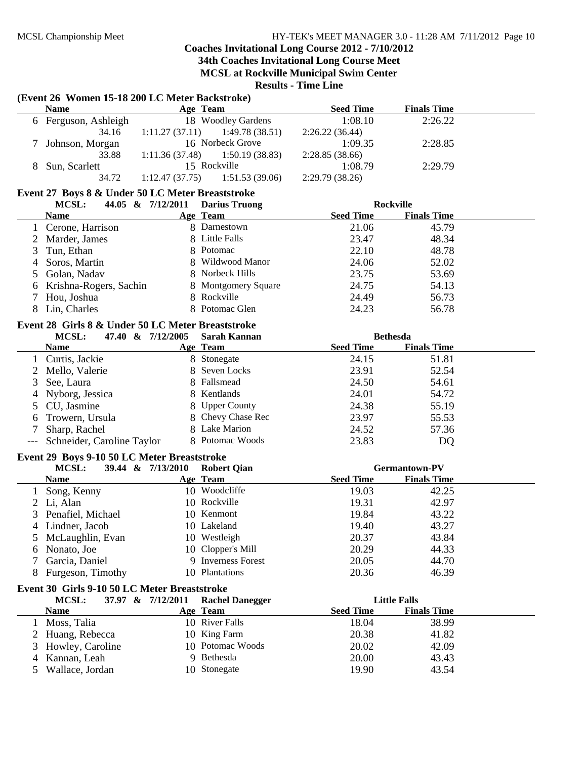### Coaches Invitational Long Course 2012 - 7/10/2012
### 34th Coaches Invitational Long Course Meet
### MCSL at Rockville Municipal Swim Center
### Results - Time Line

**(Event 26 Women 15-18 200 LC Meter Backstroke)**

| | Name | Age | Team | Seed Time | Finals Time |
|---|---|---|---|---|---|
| 6 | Ferguson, Ashleigh | 18 | Woodley Gardens | 1:08.10 | 2:26.22 |
| | 34.16 | 1:11.27 (37.11) | 1:49.78 (38.51) | 2:26.22 (36.44) | |
| 7 | Johnson, Morgan | 16 | Norbeck Grove | 1:09.35 | 2:28.85 |
| | 33.88 | 1:11.36 (37.48) | 1:50.19 (38.83) | 2:28.85 (38.66) | |
| 8 | Sun, Scarlett | 15 | Rockville | 1:08.79 | 2:29.79 |
| | 34.72 | 1:12.47 (37.75) | 1:51.53 (39.06) | 2:29.79 (38.26) | |

**Event 27 Boys 8 & Under 50 LC Meter Breaststroke**

MCSL: 44.05 & 7/12/2011 Darius Truong — Rockville

| | Name | Age | Team | Seed Time | Finals Time |
|---|---|---|---|---|---|
| 1 | Cerone, Harrison | 8 | Darnestown | 21.06 | 45.79 |
| 2 | Marder, James | 8 | Little Falls | 23.47 | 48.34 |
| 3 | Tun, Ethan | 8 | Potomac | 22.10 | 48.78 |
| 4 | Soros, Martin | 8 | Wildwood Manor | 24.06 | 52.02 |
| 5 | Golan, Nadav | 8 | Norbeck Hills | 23.75 | 53.69 |
| 6 | Krishna-Rogers, Sachin | 8 | Montgomery Square | 24.75 | 54.13 |
| 7 | Hou, Joshua | 8 | Rockville | 24.49 | 56.73 |
| 8 | Lin, Charles | 8 | Potomac Glen | 24.23 | 56.78 |

**Event 28 Girls 8 & Under 50 LC Meter Breaststroke**

MCSL: 47.40 & 7/12/2005 Sarah Kannan — Bethesda

| | Name | Age | Team | Seed Time | Finals Time |
|---|---|---|---|---|---|
| 1 | Curtis, Jackie | 8 | Stonegate | 24.15 | 51.81 |
| 2 | Mello, Valerie | 8 | Seven Locks | 23.91 | 52.54 |
| 3 | See, Laura | 8 | Fallsmead | 24.50 | 54.61 |
| 4 | Nyborg, Jessica | 8 | Kentlands | 24.01 | 54.72 |
| 5 | CU, Jasmine | 8 | Upper County | 24.38 | 55.19 |
| 6 | Trowern, Ursula | 8 | Chevy Chase Rec | 23.97 | 55.53 |
| 7 | Sharp, Rachel | 8 | Lake Marion | 24.52 | 57.36 |
| --- | Schneider, Caroline Taylor | 8 | Potomac Woods | 23.83 | DQ |

**Event 29 Boys 9-10 50 LC Meter Breaststroke**

MCSL: 39.44 & 7/13/2010 Robert Qian — Germantown-PV

| | Name | Age | Team | Seed Time | Finals Time |
|---|---|---|---|---|---|
| 1 | Song, Kenny | 10 | Woodcliffe | 19.03 | 42.25 |
| 2 | Li, Alan | 10 | Rockville | 19.31 | 42.97 |
| 3 | Penafiel, Michael | 10 | Kenmont | 19.84 | 43.22 |
| 4 | Lindner, Jacob | 10 | Lakeland | 19.40 | 43.27 |
| 5 | McLaughlin, Evan | 10 | Westleigh | 20.37 | 43.84 |
| 6 | Nonato, Joe | 10 | Clopper's Mill | 20.29 | 44.33 |
| 7 | Garcia, Daniel | 9 | Inverness Forest | 20.05 | 44.70 |
| 8 | Furgeson, Timothy | 10 | Plantations | 20.36 | 46.39 |

**Event 30 Girls 9-10 50 LC Meter Breaststroke**

MCSL: 37.97 & 7/12/2011 Rachel Danegger — Little Falls

| | Name | Age | Team | Seed Time | Finals Time |
|---|---|---|---|---|---|
| 1 | Moss, Talia | 10 | River Falls | 18.04 | 38.99 |
| 2 | Huang, Rebecca | 10 | King Farm | 20.38 | 41.82 |
| 3 | Howley, Caroline | 10 | Potomac Woods | 20.02 | 42.09 |
| 4 | Kannan, Leah | 9 | Bethesda | 20.00 | 43.43 |
| 5 | Wallace, Jordan | 10 | Stonegate | 19.90 | 43.54 |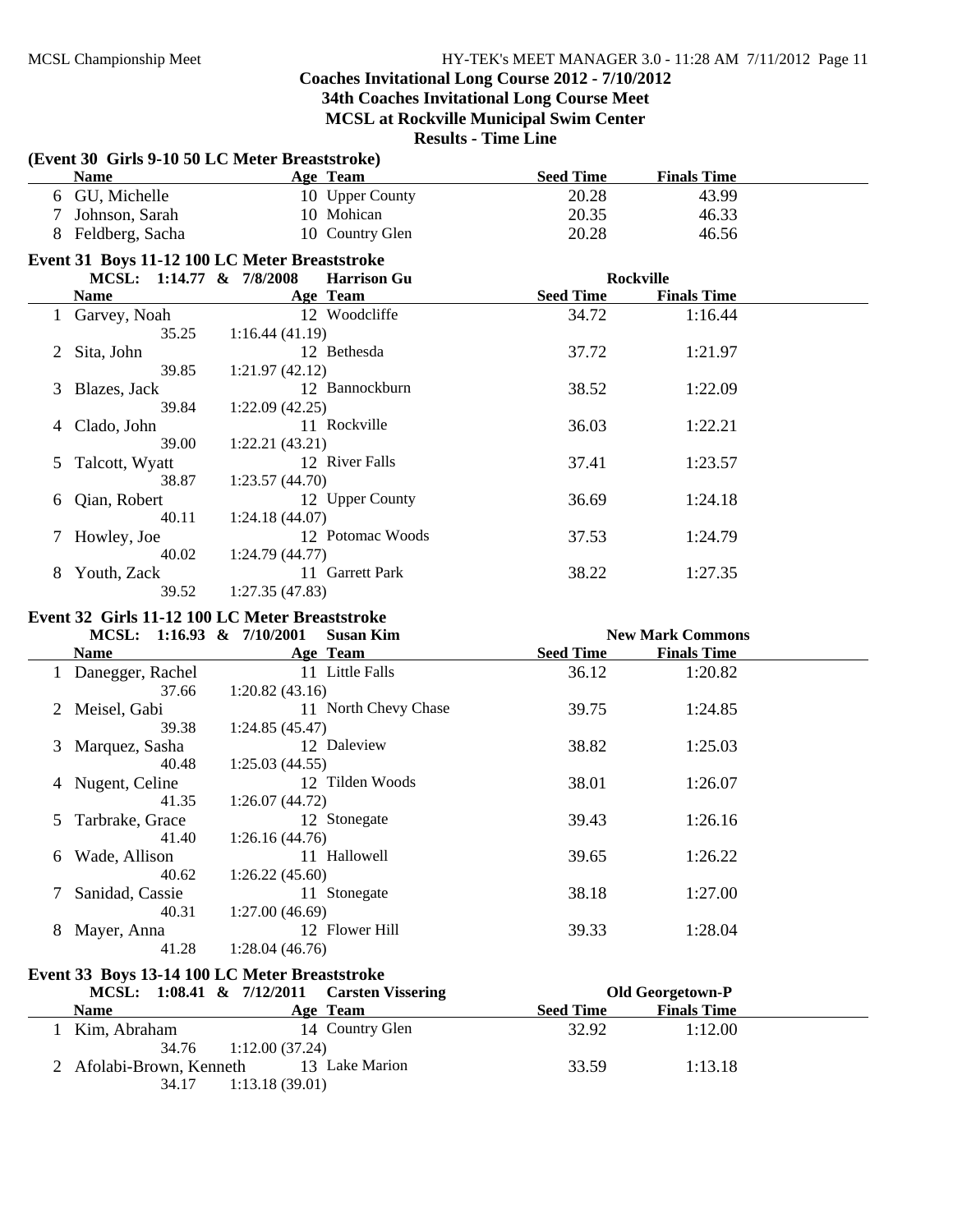## Coaches Invitational Long Course 2012 - 7/10/2012
### 34th Coaches Invitational Long Course Meet
### MCSL at Rockville Municipal Swim Center
### Results - Time Line

**(Event 30 Girls 9-10 50 LC Meter Breaststroke)**

| | Name | Age | Team | Seed Time | Finals Time |
|---|---|---|---|---|---|
| 6 | GU, Michelle | 10 | Upper County | 20.28 | 43.99 |
| 7 | Johnson, Sarah | 10 | Mohican | 20.35 | 46.33 |
| 8 | Feldberg, Sacha | 10 | Country Glen | 20.28 | 46.56 |

**Event 31 Boys 11-12 100 LC Meter Breaststroke**

MCSL: 1:14.77 & 7/8/2008 Harrison Gu Rockville

| | Name | Age | Team | Seed Time | Finals Time |
|---|---|---|---|---|---|
| 1 | Garvey, Noah | 12 | Woodcliffe | 34.72 | 1:16.44 |
| | 35.25 | 1:16.44 (41.19) | | | |
| 2 | Sita, John | 12 | Bethesda | 37.72 | 1:21.97 |
| | 39.85 | 1:21.97 (42.12) | | | |
| 3 | Blazes, Jack | 12 | Bannockburn | 38.52 | 1:22.09 |
| | 39.84 | 1:22.09 (42.25) | | | |
| 4 | Clado, John | 11 | Rockville | 36.03 | 1:22.21 |
| | 39.00 | 1:22.21 (43.21) | | | |
| 5 | Talcott, Wyatt | 12 | River Falls | 37.41 | 1:23.57 |
| | 38.87 | 1:23.57 (44.70) | | | |
| 6 | Qian, Robert | 12 | Upper County | 36.69 | 1:24.18 |
| | 40.11 | 1:24.18 (44.07) | | | |
| 7 | Howley, Joe | 12 | Potomac Woods | 37.53 | 1:24.79 |
| | 40.02 | 1:24.79 (44.77) | | | |
| 8 | Youth, Zack | 11 | Garrett Park | 38.22 | 1:27.35 |
| | 39.52 | 1:27.35 (47.83) | | | |

**Event 32 Girls 11-12 100 LC Meter Breaststroke**

MCSL: 1:16.93 & 7/10/2001 Susan Kim New Mark Commons

| | Name | Age | Team | Seed Time | Finals Time |
|---|---|---|---|---|---|
| 1 | Danegger, Rachel | 11 | Little Falls | 36.12 | 1:20.82 |
| | 37.66 | 1:20.82 (43.16) | | | |
| 2 | Meisel, Gabi | 11 | North Chevy Chase | 39.75 | 1:24.85 |
| | 39.38 | 1:24.85 (45.47) | | | |
| 3 | Marquez, Sasha | 12 | Daleview | 38.82 | 1:25.03 |
| | 40.48 | 1:25.03 (44.55) | | | |
| 4 | Nugent, Celine | 12 | Tilden Woods | 38.01 | 1:26.07 |
| | 41.35 | 1:26.07 (44.72) | | | |
| 5 | Tarbrake, Grace | 12 | Stonegate | 39.43 | 1:26.16 |
| | 41.40 | 1:26.16 (44.76) | | | |
| 6 | Wade, Allison | 11 | Hallowell | 39.65 | 1:26.22 |
| | 40.62 | 1:26.22 (45.60) | | | |
| 7 | Sanidad, Cassie | 11 | Stonegate | 38.18 | 1:27.00 |
| | 40.31 | 1:27.00 (46.69) | | | |
| 8 | Mayer, Anna | 12 | Flower Hill | 39.33 | 1:28.04 |
| | 41.28 | 1:28.04 (46.76) | | | |

**Event 33 Boys 13-14 100 LC Meter Breaststroke**

MCSL: 1:08.41 & 7/12/2011 Carsten Vissering Old Georgetown-P

| | Name | Age | Team | Seed Time | Finals Time |
|---|---|---|---|---|---|
| 1 | Kim, Abraham | 14 | Country Glen | 32.92 | 1:12.00 |
| | 34.76 | 1:12.00 (37.24) | | | |
| 2 | Afolabi-Brown, Kenneth | 13 | Lake Marion | 33.59 | 1:13.18 |
| | 34.17 | 1:13.18 (39.01) | | | |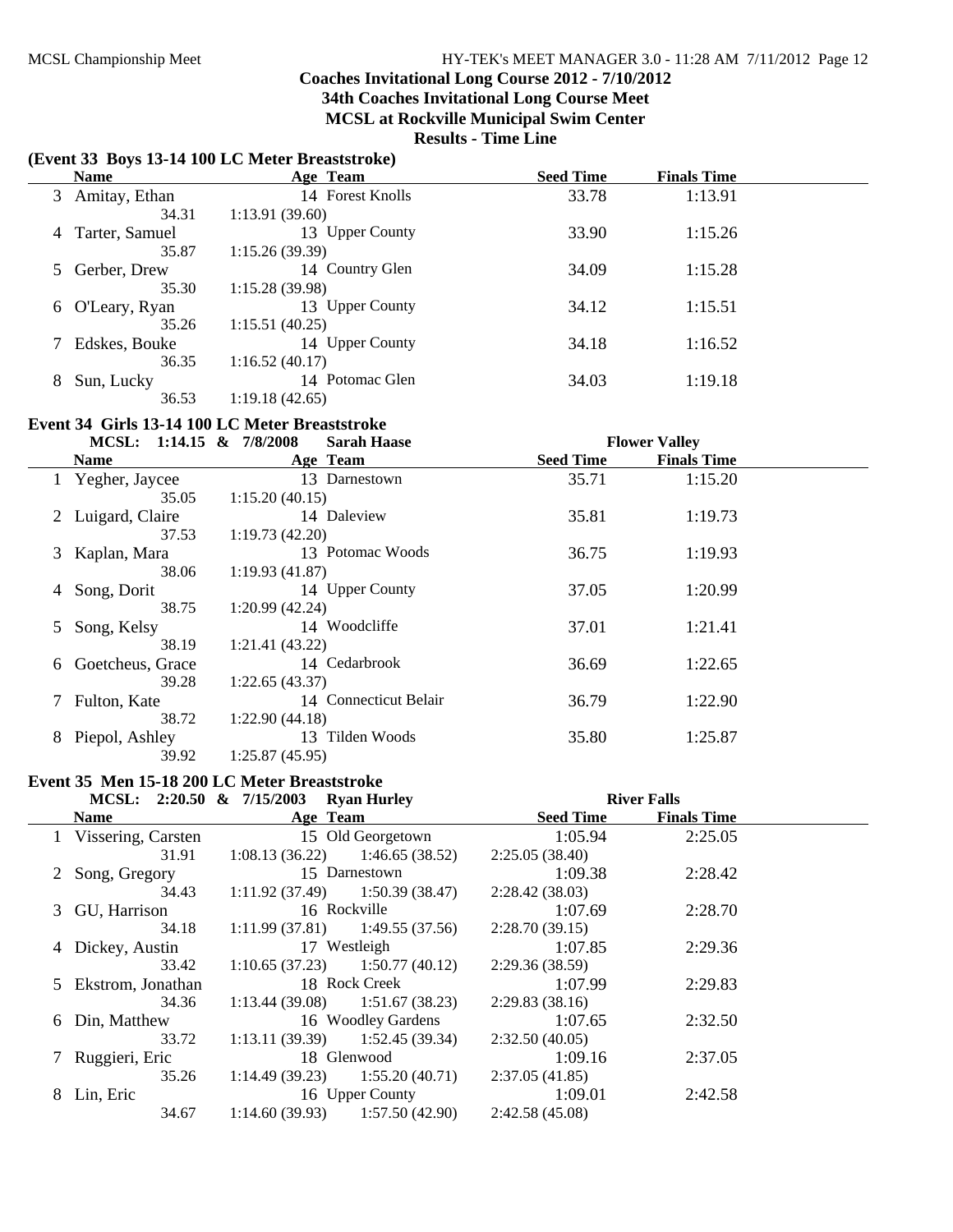MCSL Championship Meet

## Coaches Invitational Long Course 2012 - 7/10/2012
## 34th Coaches Invitational Long Course Meet
## MCSL at Rockville Municipal Swim Center
## Results - Time Line

### (Event 33 Boys 13-14 100 LC Meter Breaststroke)

| | Name | Age | Team | Seed Time | Finals Time |
|---|---|---|---|---|---|
| 3 | Amitay, Ethan | 14 | Forest Knolls | 33.78 | 1:13.91 |
| | 34.31 | 1:13.91 (39.60) | | | |
| 4 | Tarter, Samuel | 13 | Upper County | 33.90 | 1:15.26 |
| | 35.87 | 1:15.26 (39.39) | | | |
| 5 | Gerber, Drew | 14 | Country Glen | 34.09 | 1:15.28 |
| | 35.30 | 1:15.28 (39.98) | | | |
| 6 | O'Leary, Ryan | 13 | Upper County | 34.12 | 1:15.51 |
| | 35.26 | 1:15.51 (40.25) | | | |
| 7 | Edskes, Bouke | 14 | Upper County | 34.18 | 1:16.52 |
| | 36.35 | 1:16.52 (40.17) | | | |
| 8 | Sun, Lucky | 14 | Potomac Glen | 34.03 | 1:19.18 |
| | 36.53 | 1:19.18 (42.65) | | | |

### Event 34 Girls 13-14 100 LC Meter Breaststroke

MCSL: 1:14.15 & 7/8/2008 Sarah Haase — Flower Valley

| | Name | Age | Team | Seed Time | Finals Time |
|---|---|---|---|---|---|
| 1 | Yegher, Jaycee | 13 | Darnestown | 35.71 | 1:15.20 |
| | 35.05 | 1:15.20 (40.15) | | | |
| 2 | Luigard, Claire | 14 | Daleview | 35.81 | 1:19.73 |
| | 37.53 | 1:19.73 (42.20) | | | |
| 3 | Kaplan, Mara | 13 | Potomac Woods | 36.75 | 1:19.93 |
| | 38.06 | 1:19.93 (41.87) | | | |
| 4 | Song, Dorit | 14 | Upper County | 37.05 | 1:20.99 |
| | 38.75 | 1:20.99 (42.24) | | | |
| 5 | Song, Kelsy | 14 | Woodcliffe | 37.01 | 1:21.41 |
| | 38.19 | 1:21.41 (43.22) | | | |
| 6 | Goetcheus, Grace | 14 | Cedarbrook | 36.69 | 1:22.65 |
| | 39.28 | 1:22.65 (43.37) | | | |
| 7 | Fulton, Kate | 14 | Connecticut Belair | 36.79 | 1:22.90 |
| | 38.72 | 1:22.90 (44.18) | | | |
| 8 | Piepol, Ashley | 13 | Tilden Woods | 35.80 | 1:25.87 |
| | 39.92 | 1:25.87 (45.95) | | | |

### Event 35 Men 15-18 200 LC Meter Breaststroke

MCSL: 2:20.50 & 7/15/2003 Ryan Hurley — River Falls

| | Name | Age | Team | | Seed Time | Finals Time |
|---|---|---|---|---|---|---|
| 1 | Vissering, Carsten | 15 | Old Georgetown | | 1:05.94 | 2:25.05 |
| | 31.91 | 1:08.13 (36.22) | 1:46.65 (38.52) | 2:25.05 (38.40) | | |
| 2 | Song, Gregory | 15 | Darnestown | | 1:09.38 | 2:28.42 |
| | 34.43 | 1:11.92 (37.49) | 1:50.39 (38.47) | 2:28.42 (38.03) | | |
| 3 | GU, Harrison | 16 | Rockville | | 1:07.69 | 2:28.70 |
| | 34.18 | 1:11.99 (37.81) | 1:49.55 (37.56) | 2:28.70 (39.15) | | |
| 4 | Dickey, Austin | 17 | Westleigh | | 1:07.85 | 2:29.36 |
| | 33.42 | 1:10.65 (37.23) | 1:50.77 (40.12) | 2:29.36 (38.59) | | |
| 5 | Ekstrom, Jonathan | 18 | Rock Creek | | 1:07.99 | 2:29.83 |
| | 34.36 | 1:13.44 (39.08) | 1:51.67 (38.23) | 2:29.83 (38.16) | | |
| 6 | Din, Matthew | 16 | Woodley Gardens | | 1:07.65 | 2:32.50 |
| | 33.72 | 1:13.11 (39.39) | 1:52.45 (39.34) | 2:32.50 (40.05) | | |
| 7 | Ruggieri, Eric | 18 | Glenwood | | 1:09.16 | 2:37.05 |
| | 35.26 | 1:14.49 (39.23) | 1:55.20 (40.71) | 2:37.05 (41.85) | | |
| 8 | Lin, Eric | 16 | Upper County | | 1:09.01 | 2:42.58 |
| | 34.67 | 1:14.60 (39.93) | 1:57.50 (42.90) | 2:42.58 (45.08) | | |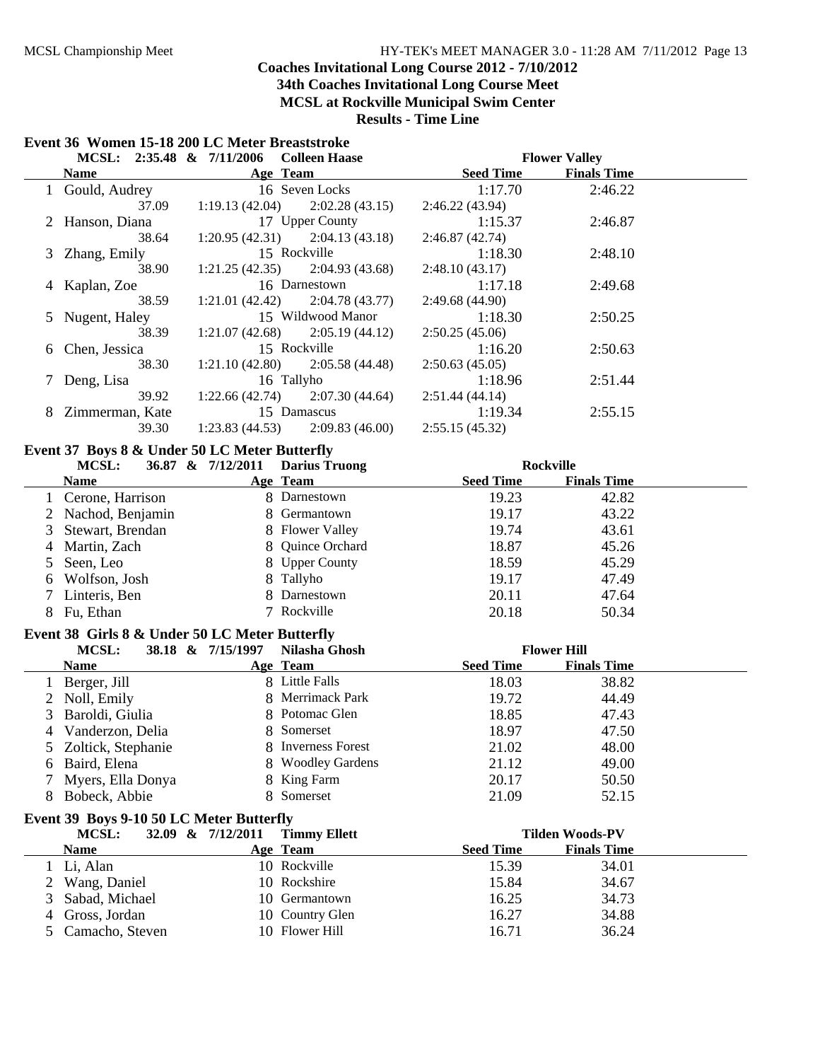## Coaches Invitational Long Course 2012 - 7/10/2012
## 34th Coaches Invitational Long Course Meet
## MCSL at Rockville Municipal Swim Center
## Results - Time Line

### Event 36 Women 15-18 200 LC Meter Breaststroke

MCSL: 2:35.48 & 7/11/2006 Colleen Haase — Flower Valley

| | Name | Age | Team | Seed Time | Finals Time |
|---|---|---|---|---|---|
| 1 | Gould, Audrey | 16 | Seven Locks | 1:17.70 | 2:46.22 |
| | 37.09 | 1:19.13 (42.04) | 2:02.28 (43.15) | 2:46.22 (43.94) | |
| 2 | Hanson, Diana | 17 | Upper County | 1:15.37 | 2:46.87 |
| | 38.64 | 1:20.95 (42.31) | 2:04.13 (43.18) | 2:46.87 (42.74) | |
| 3 | Zhang, Emily | 15 | Rockville | 1:18.30 | 2:48.10 |
| | 38.90 | 1:21.25 (42.35) | 2:04.93 (43.68) | 2:48.10 (43.17) | |
| 4 | Kaplan, Zoe | 16 | Darnestown | 1:17.18 | 2:49.68 |
| | 38.59 | 1:21.01 (42.42) | 2:04.78 (43.77) | 2:49.68 (44.90) | |
| 5 | Nugent, Haley | 15 | Wildwood Manor | 1:18.30 | 2:50.25 |
| | 38.39 | 1:21.07 (42.68) | 2:05.19 (44.12) | 2:50.25 (45.06) | |
| 6 | Chen, Jessica | 15 | Rockville | 1:16.20 | 2:50.63 |
| | 38.30 | 1:21.10 (42.80) | 2:05.58 (44.48) | 2:50.63 (45.05) | |
| 7 | Deng, Lisa | 16 | Tallyho | 1:18.96 | 2:51.44 |
| | 39.92 | 1:22.66 (42.74) | 2:07.30 (44.64) | 2:51.44 (44.14) | |
| 8 | Zimmerman, Kate | 15 | Damascus | 1:19.34 | 2:55.15 |
| | 39.30 | 1:23.83 (44.53) | 2:09.83 (46.00) | 2:55.15 (45.32) | |

### Event 37 Boys 8 & Under 50 LC Meter Butterfly

MCSL: 36.87 & 7/12/2011 Darius Truong — Rockville

| | Name | Age | Team | Seed Time | Finals Time |
|---|---|---|---|---|---|
| 1 | Cerone, Harrison | 8 | Darnestown | 19.23 | 42.82 |
| 2 | Nachod, Benjamin | 8 | Germantown | 19.17 | 43.22 |
| 3 | Stewart, Brendan | 8 | Flower Valley | 19.74 | 43.61 |
| 4 | Martin, Zach | 8 | Quince Orchard | 18.87 | 45.26 |
| 5 | Seen, Leo | 8 | Upper County | 18.59 | 45.29 |
| 6 | Wolfson, Josh | 8 | Tallyho | 19.17 | 47.49 |
| 7 | Linteris, Ben | 8 | Darnestown | 20.11 | 47.64 |
| 8 | Fu, Ethan | 7 | Rockville | 20.18 | 50.34 |

### Event 38 Girls 8 & Under 50 LC Meter Butterfly

MCSL: 38.18 & 7/15/1997 Nilasha Ghosh — Flower Hill

| | Name | Age | Team | Seed Time | Finals Time |
|---|---|---|---|---|---|
| 1 | Berger, Jill | 8 | Little Falls | 18.03 | 38.82 |
| 2 | Noll, Emily | 8 | Merrimack Park | 19.72 | 44.49 |
| 3 | Baroldi, Giulia | 8 | Potomac Glen | 18.85 | 47.43 |
| 4 | Vanderzon, Delia | 8 | Somerset | 18.97 | 47.50 |
| 5 | Zoltick, Stephanie | 8 | Inverness Forest | 21.02 | 48.00 |
| 6 | Baird, Elena | 8 | Woodley Gardens | 21.12 | 49.00 |
| 7 | Myers, Ella Donya | 8 | King Farm | 20.17 | 50.50 |
| 8 | Bobeck, Abbie | 8 | Somerset | 21.09 | 52.15 |

### Event 39 Boys 9-10 50 LC Meter Butterfly

MCSL: 32.09 & 7/12/2011 Timmy Ellett — Tilden Woods-PV

| | Name | Age | Team | Seed Time | Finals Time |
|---|---|---|---|---|---|
| 1 | Li, Alan | 10 | Rockville | 15.39 | 34.01 |
| 2 | Wang, Daniel | 10 | Rockshire | 15.84 | 34.67 |
| 3 | Sabad, Michael | 10 | Germantown | 16.25 | 34.73 |
| 4 | Gross, Jordan | 10 | Country Glen | 16.27 | 34.88 |
| 5 | Camacho, Steven | 10 | Flower Hill | 16.71 | 36.24 |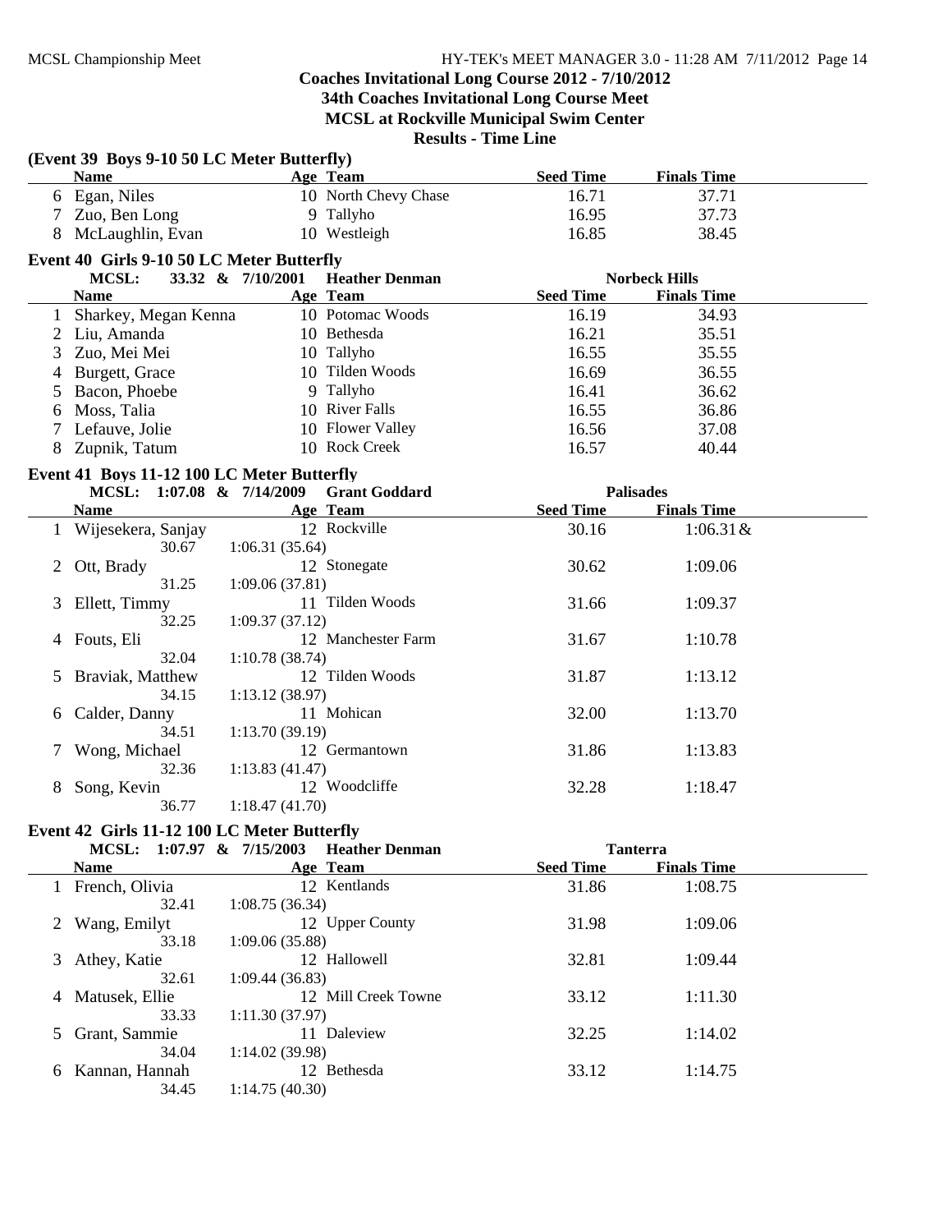## Coaches Invitational Long Course 2012 - 7/10/2012
## 34th Coaches Invitational Long Course Meet
## MCSL at Rockville Municipal Swim Center
## Results - Time Line

### (Event 39 Boys 9-10 50 LC Meter Butterfly)

| | Name | Age | Team | Seed Time | Finals Time |
|---|---|---|---|---|---|
| 6 | Egan, Niles | 10 | North Chevy Chase | 16.71 | 37.71 |
| 7 | Zuo, Ben Long | 9 | Tallyho | 16.95 | 37.73 |
| 8 | McLaughlin, Evan | 10 | Westleigh | 16.85 | 38.45 |

### Event 40 Girls 9-10 50 LC Meter Butterfly

MCSL: 33.32 & 7/10/2001 Heather Denman Norbeck Hills

| | Name | Age | Team | Seed Time | Finals Time |
|---|---|---|---|---|---|
| 1 | Sharkey, Megan Kenna | 10 | Potomac Woods | 16.19 | 34.93 |
| 2 | Liu, Amanda | 10 | Bethesda | 16.21 | 35.51 |
| 3 | Zuo, Mei Mei | 10 | Tallyho | 16.55 | 35.55 |
| 4 | Burgett, Grace | 10 | Tilden Woods | 16.69 | 36.55 |
| 5 | Bacon, Phoebe | 9 | Tallyho | 16.41 | 36.62 |
| 6 | Moss, Talia | 10 | River Falls | 16.55 | 36.86 |
| 7 | Lefauve, Jolie | 10 | Flower Valley | 16.56 | 37.08 |
| 8 | Zupnik, Tatum | 10 | Rock Creek | 16.57 | 40.44 |

### Event 41 Boys 11-12 100 LC Meter Butterfly

MCSL: 1:07.08 & 7/14/2009 Grant Goddard Palisades

| | Name | Age | Team | Seed Time | Finals Time |
|---|---|---|---|---|---|
| 1 | Wijesekera, Sanjay | 12 | Rockville | 30.16 | 1:06.31 & |
| | 30.67 | 1:06.31 (35.64) | | | |
| 2 | Ott, Brady | 12 | Stonegate | 30.62 | 1:09.06 |
| | 31.25 | 1:09.06 (37.81) | | | |
| 3 | Ellett, Timmy | 11 | Tilden Woods | 31.66 | 1:09.37 |
| | 32.25 | 1:09.37 (37.12) | | | |
| 4 | Fouts, Eli | 12 | Manchester Farm | 31.67 | 1:10.78 |
| | 32.04 | 1:10.78 (38.74) | | | |
| 5 | Braviak, Matthew | 12 | Tilden Woods | 31.87 | 1:13.12 |
| | 34.15 | 1:13.12 (38.97) | | | |
| 6 | Calder, Danny | 11 | Mohican | 32.00 | 1:13.70 |
| | 34.51 | 1:13.70 (39.19) | | | |
| 7 | Wong, Michael | 12 | Germantown | 31.86 | 1:13.83 |
| | 32.36 | 1:13.83 (41.47) | | | |
| 8 | Song, Kevin | 12 | Woodcliffe | 32.28 | 1:18.47 |
| | 36.77 | 1:18.47 (41.70) | | | |

### Event 42 Girls 11-12 100 LC Meter Butterfly

MCSL: 1:07.97 & 7/15/2003 Heather Denman Tanterra

| | Name | Age | Team | Seed Time | Finals Time |
|---|---|---|---|---|---|
| 1 | French, Olivia | 12 | Kentlands | 31.86 | 1:08.75 |
| | 32.41 | 1:08.75 (36.34) | | | |
| 2 | Wang, Emilyt | 12 | Upper County | 31.98 | 1:09.06 |
| | 33.18 | 1:09.06 (35.88) | | | |
| 3 | Athey, Katie | 12 | Hallowell | 32.81 | 1:09.44 |
| | 32.61 | 1:09.44 (36.83) | | | |
| 4 | Matusek, Ellie | 12 | Mill Creek Towne | 33.12 | 1:11.30 |
| | 33.33 | 1:11.30 (37.97) | | | |
| 5 | Grant, Sammie | 11 | Daleview | 32.25 | 1:14.02 |
| | 34.04 | 1:14.02 (39.98) | | | |
| 6 | Kannan, Hannah | 12 | Bethesda | 33.12 | 1:14.75 |
| | 34.45 | 1:14.75 (40.30) | | | |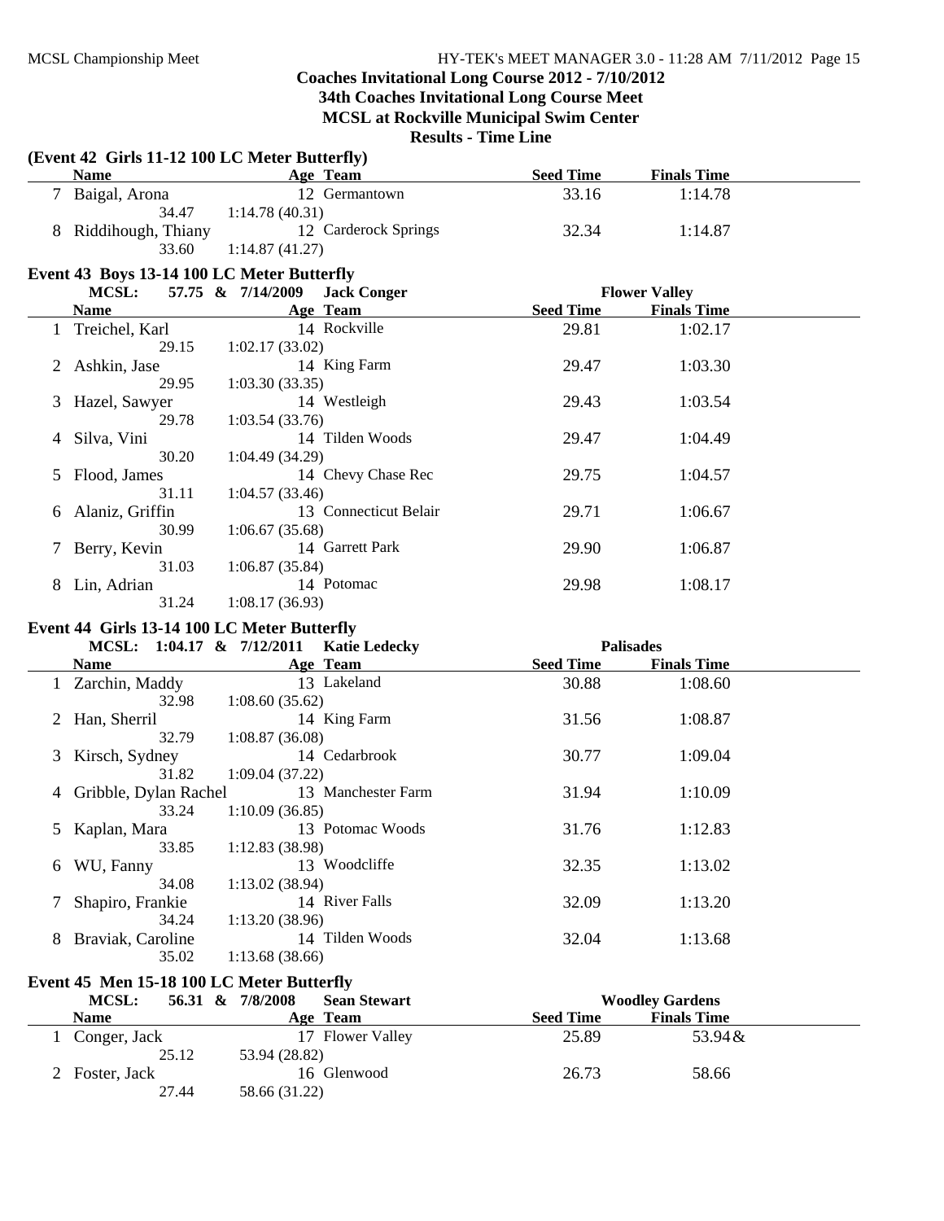## Coaches Invitational Long Course 2012 - 7/10/2012
## 34th Coaches Invitational Long Course Meet
## MCSL at Rockville Municipal Swim Center
## Results - Time Line

### (Event 42 Girls 11-12 100 LC Meter Butterfly)

| | Name | Age | Team | Seed Time | Finals Time |
|---|---|---|---|---|---|
| 7 | Baigal, Arona | 12 | Germantown | 33.16 | 1:14.78 |
| | 34.47 | 1:14.78 (40.31) | | | |
| 8 | Riddihough, Thiany | 12 | Carderock Springs | 32.34 | 1:14.87 |
| | 33.60 | 1:14.87 (41.27) | | | |

### Event 43 Boys 13-14 100 LC Meter Butterfly

MCSL: 57.75 & 7/14/2009 Jack Conger — Flower Valley

| | Name | Age | Team | Seed Time | Finals Time |
|---|---|---|---|---|---|
| 1 | Treichel, Karl | 14 | Rockville | 29.81 | 1:02.17 |
| | 29.15 | 1:02.17 (33.02) | | | |
| 2 | Ashkin, Jase | 14 | King Farm | 29.47 | 1:03.30 |
| | 29.95 | 1:03.30 (33.35) | | | |
| 3 | Hazel, Sawyer | 14 | Westleigh | 29.43 | 1:03.54 |
| | 29.78 | 1:03.54 (33.76) | | | |
| 4 | Silva, Vini | 14 | Tilden Woods | 29.47 | 1:04.49 |
| | 30.20 | 1:04.49 (34.29) | | | |
| 5 | Flood, James | 14 | Chevy Chase Rec | 29.75 | 1:04.57 |
| | 31.11 | 1:04.57 (33.46) | | | |
| 6 | Alaniz, Griffin | 13 | Connecticut Belair | 29.71 | 1:06.67 |
| | 30.99 | 1:06.67 (35.68) | | | |
| 7 | Berry, Kevin | 14 | Garrett Park | 29.90 | 1:06.87 |
| | 31.03 | 1:06.87 (35.84) | | | |
| 8 | Lin, Adrian | 14 | Potomac | 29.98 | 1:08.17 |
| | 31.24 | 1:08.17 (36.93) | | | |

### Event 44 Girls 13-14 100 LC Meter Butterfly

MCSL: 1:04.17 & 7/12/2011 Katie Ledecky — Palisades

| | Name | Age | Team | Seed Time | Finals Time |
|---|---|---|---|---|---|
| 1 | Zarchin, Maddy | 13 | Lakeland | 30.88 | 1:08.60 |
| | 32.98 | 1:08.60 (35.62) | | | |
| 2 | Han, Sherril | 14 | King Farm | 31.56 | 1:08.87 |
| | 32.79 | 1:08.87 (36.08) | | | |
| 3 | Kirsch, Sydney | 14 | Cedarbrook | 30.77 | 1:09.04 |
| | 31.82 | 1:09.04 (37.22) | | | |
| 4 | Gribble, Dylan Rachel | 13 | Manchester Farm | 31.94 | 1:10.09 |
| | 33.24 | 1:10.09 (36.85) | | | |
| 5 | Kaplan, Mara | 13 | Potomac Woods | 31.76 | 1:12.83 |
| | 33.85 | 1:12.83 (38.98) | | | |
| 6 | WU, Fanny | 13 | Woodcliffe | 32.35 | 1:13.02 |
| | 34.08 | 1:13.02 (38.94) | | | |
| 7 | Shapiro, Frankie | 14 | River Falls | 32.09 | 1:13.20 |
| | 34.24 | 1:13.20 (38.96) | | | |
| 8 | Braviak, Caroline | 14 | Tilden Woods | 32.04 | 1:13.68 |
| | 35.02 | 1:13.68 (38.66) | | | |

### Event 45 Men 15-18 100 LC Meter Butterfly

MCSL: 56.31 & 7/8/2008 Sean Stewart — Woodley Gardens

| | Name | Age | Team | Seed Time | Finals Time |
|---|---|---|---|---|---|
| 1 | Conger, Jack | 17 | Flower Valley | 25.89 | 53.94& |
| | 25.12 | 53.94 (28.82) | | | |
| 2 | Foster, Jack | 16 | Glenwood | 26.73 | 58.66 |
| | 27.44 | 58.66 (31.22) | | | |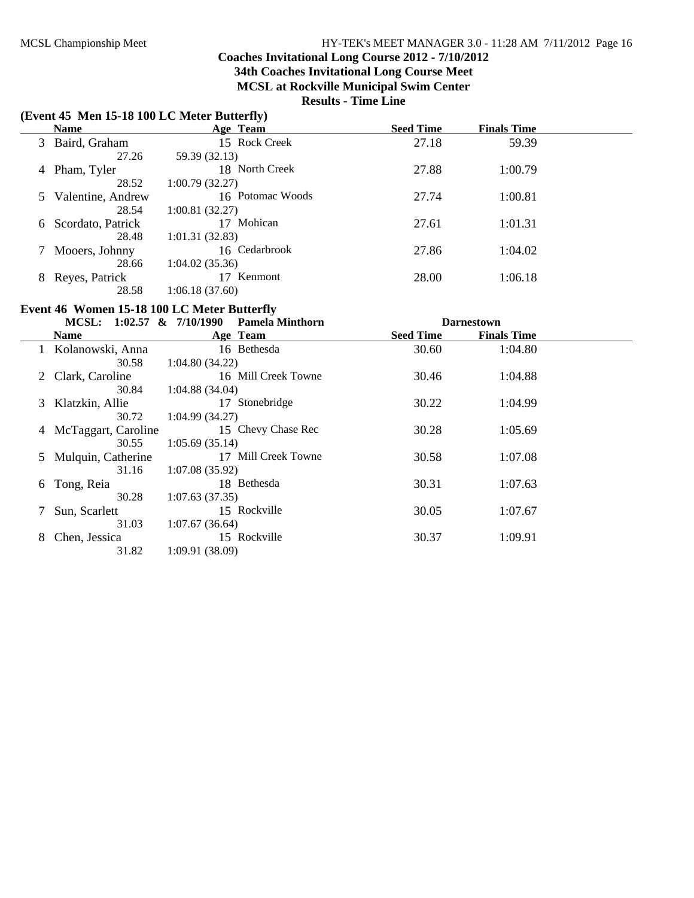# Coaches Invitational Long Course 2012 - 7/10/2012

## 34th Coaches Invitational Long Course Meet

## MCSL at Rockville Municipal Swim Center

## Results - Time Line

### (Event 45 Men 15-18 100 LC Meter Butterfly)

| | Name | Age | Team | Seed Time | Finals Time |
|---|---|---|---|---|---|
| 3 | Baird, Graham | 15 | Rock Creek | 27.18 | 59.39 |
| | 27.26 | 59.39 (32.13) | | | |
| 4 | Pham, Tyler | 18 | North Creek | 27.88 | 1:00.79 |
| | 28.52 | 1:00.79 (32.27) | | | |
| 5 | Valentine, Andrew | 16 | Potomac Woods | 27.74 | 1:00.81 |
| | 28.54 | 1:00.81 (32.27) | | | |
| 6 | Scordato, Patrick | 17 | Mohican | 27.61 | 1:01.31 |
| | 28.48 | 1:01.31 (32.83) | | | |
| 7 | Mooers, Johnny | 16 | Cedarbrook | 27.86 | 1:04.02 |
| | 28.66 | 1:04.02 (35.36) | | | |
| 8 | Reyes, Patrick | 17 | Kenmont | 28.00 | 1:06.18 |
| | 28.58 | 1:06.18 (37.60) | | | |

### Event 46 Women 15-18 100 LC Meter Butterfly

MCSL: 1:02.57 & 7/10/1990 Pamela Minthorn Darnestown

| | Name | Age | Team | Seed Time | Finals Time |
|---|---|---|---|---|---|
| 1 | Kolanowski, Anna | 16 | Bethesda | 30.60 | 1:04.80 |
| | 30.58 | 1:04.80 (34.22) | | | |
| 2 | Clark, Caroline | 16 | Mill Creek Towne | 30.46 | 1:04.88 |
| | 30.84 | 1:04.88 (34.04) | | | |
| 3 | Klatzkin, Allie | 17 | Stonebridge | 30.22 | 1:04.99 |
| | 30.72 | 1:04.99 (34.27) | | | |
| 4 | McTaggart, Caroline | 15 | Chevy Chase Rec | 30.28 | 1:05.69 |
| | 30.55 | 1:05.69 (35.14) | | | |
| 5 | Mulquin, Catherine | 17 | Mill Creek Towne | 30.58 | 1:07.08 |
| | 31.16 | 1:07.08 (35.92) | | | |
| 6 | Tong, Reia | 18 | Bethesda | 30.31 | 1:07.63 |
| | 30.28 | 1:07.63 (37.35) | | | |
| 7 | Sun, Scarlett | 15 | Rockville | 30.05 | 1:07.67 |
| | 31.03 | 1:07.67 (36.64) | | | |
| 8 | Chen, Jessica | 15 | Rockville | 30.37 | 1:09.91 |
| | 31.82 | 1:09.91 (38.09) | | | |